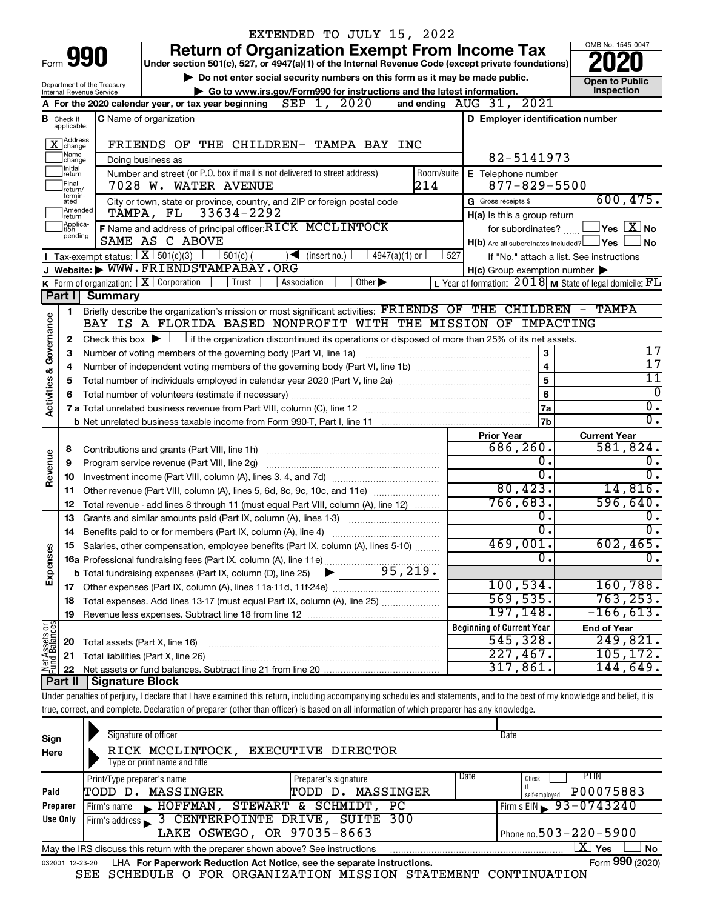EXTENDED TO JULY 15, 2022

# Form 990 — Return of Organization Exempt From Income Tax (2020)

Under section 501(c), 527, or 4947(a)(1) of the Internal Revenue Code (except private foundations)

▶ Do not enter social security numbers on this form as it may be made public.

▶ Go to www.irs.gov/Form990 for instructions and the latest information.

Department of the Treasury, Internal Revenue Service

OMB No. 1545-0047 — **Open to Public Inspection**

**A** For the 2020 calendar year, or tax year beginning SEP 1, 2020 and ending AUG 31, 2021

**B** Check if applicable: [X] Address change; [ ] Name change; [ ] Initial return; [ ] Final return/terminated; [ ] Amended return; [ ] Application pending

**C** Name of organization: FRIENDS OF THE CHILDREN- TAMPA BAY INC

Doing business as

Number and street (or P.O. box if mail is not delivered to street address): 7028 W. WATER AVENUE — Room/suite: 214

City or town, state or province, country, and ZIP or foreign postal code: TAMPA, FL 33634-2292

**D** Employer identification number: 82-5141973

**E** Telephone number: 877-829-5500

**G** Gross receipts $ 600,475.

**F** Name and address of principal officer: RICK MCCLINTOCK, SAME AS C ABOVE

**H(a)** Is this a group return for subordinates? [ ] Yes [X] No

**H(b)** Are all subordinates included? [ ] Yes [ ] No — If "No," attach a list. See instructions

**H(c)** Group exemption number ▶

**I** Tax-exempt status: [X] 501(c)(3) [ ] 501(c)( ) ◀ (insert no.) [ ] 4947(a)(1) or [ ] 527

**J** Website: ▶ WWW.FRIENDSTAMPABAY.ORG

**K** Form of organization: [X] Corporation [ ] Trust [ ] Association [ ] Other ▶

**L** Year of formation: 2018 **M** State of legal domicile: FL

## Part I Summary

**Activities & Governance**

1. Briefly describe the organization's mission or most significant activities: FRIENDS OF THE CHILDREN - TAMPA BAY IS A FLORIDA BASED NONPROFIT WITH THE MISSION OF IMPACTING
2. Check this box ▶ [ ] if the organization discontinued its operations or disposed of more than 25% of its net assets.

| Line | Description | | Value |
|---|---|---|---|
| 3 | Number of voting members of the governing body (Part VI, line 1a) | 3 | 17 |
| 4 | Number of independent voting members of the governing body (Part VI, line 1b) | 4 | 17 |
| 5 | Total number of individuals employed in calendar year 2020 (Part V, line 2a) | 5 | 11 |
| 6 | Total number of volunteers (estimate if necessary) | 6 | 0 |
| 7a | Total unrelated business revenue from Part VIII, column (C), line 12 | 7a | 0. |
| 7b | Net unrelated business taxable income from Form 990-T, Part I, line 11 | 7b | 0. |

| Line | Description | Prior Year | Current Year |
|---|---|---|---|
| | **Revenue** | | |
| 8 | Contributions and grants (Part VIII, line 1h) | 686,260. | 581,824. |
| 9 | Program service revenue (Part VIII, line 2g) | 0. | 0. |
| 10 | Investment income (Part VIII, column (A), lines 3, 4, and 7d) | 0. | 0. |
| 11 | Other revenue (Part VIII, column (A), lines 5, 6d, 8c, 9c, 10c, and 11e) | 80,423. | 14,816. |
| 12 | Total revenue - add lines 8 through 11 (must equal Part VIII, column (A), line 12) | 766,683. | 596,640. |
| | **Expenses** | | |
| 13 | Grants and similar amounts paid (Part IX, column (A), lines 1-3) | 0. | 0. |
| 14 | Benefits paid to or for members (Part IX, column (A), line 4) | 0. | 0. |
| 15 | Salaries, other compensation, employee benefits (Part IX, column (A), lines 5-10) | 469,001. | 602,465. |
| 16a | Professional fundraising fees (Part IX, column (A), line 11e) | 0. | 0. |
| b | Total fundraising expenses (Part IX, column (D), line 25) ▶ 95,219. | | |
| 17 | Other expenses (Part IX, column (A), lines 11a-11d, 11f-24e) | 100,534. | 160,788. |
| 18 | Total expenses. Add lines 13-17 (must equal Part IX, column (A), line 25) | 569,535. | 763,253. |
| 19 | Revenue less expenses. Subtract line 18 from line 12 | 197,148. | -166,613. |
| | **Net Assets or Fund Balances** | **Beginning of Current Year** | **End of Year** |
| 20 | Total assets (Part X, line 16) | 545,328. | 249,821. |
| 21 | Total liabilities (Part X, line 26) | 227,467. | 105,172. |
| 22 | Net assets or fund balances. Subtract line 21 from line 20 | 317,861. | 144,649. |

## Part II Signature Block

Under penalties of perjury, I declare that I have examined this return, including accompanying schedules and statements, and to the best of my knowledge and belief, it is true, correct, and complete. Declaration of preparer (other than officer) is based on all information of which preparer has any knowledge.

**Sign Here**

Signature of officer — Date

RICK MCCLINTOCK, EXECUTIVE DIRECTOR

Type or print name and title

**Paid Preparer Use Only**

| Print/Type preparer's name | Preparer's signature | Date | Check if self-employed | PTIN |
|---|---|---|---|---|
| TODD D. MASSINGER | TODD D. MASSINGER | | [ ] | P00075883 |

Firm's name ▶ HOFFMAN, STEWART & SCHMIDT, PC — Firm's EIN ▶ 93-0743240

Firm's address ▶ 3 CENTERPOINTE DRIVE, SUITE 300, LAKE OSWEGO, OR 97035-8663 — Phone no. 503-220-5900

May the IRS discuss this return with the preparer shown above? See instructions [X] Yes [ ] No

032001 12-23-20 LHA For Paperwork Reduction Act Notice, see the separate instructions. Form **990** (2020)

SEE SCHEDULE O FOR ORGANIZATION MISSION STATEMENT CONTINUATION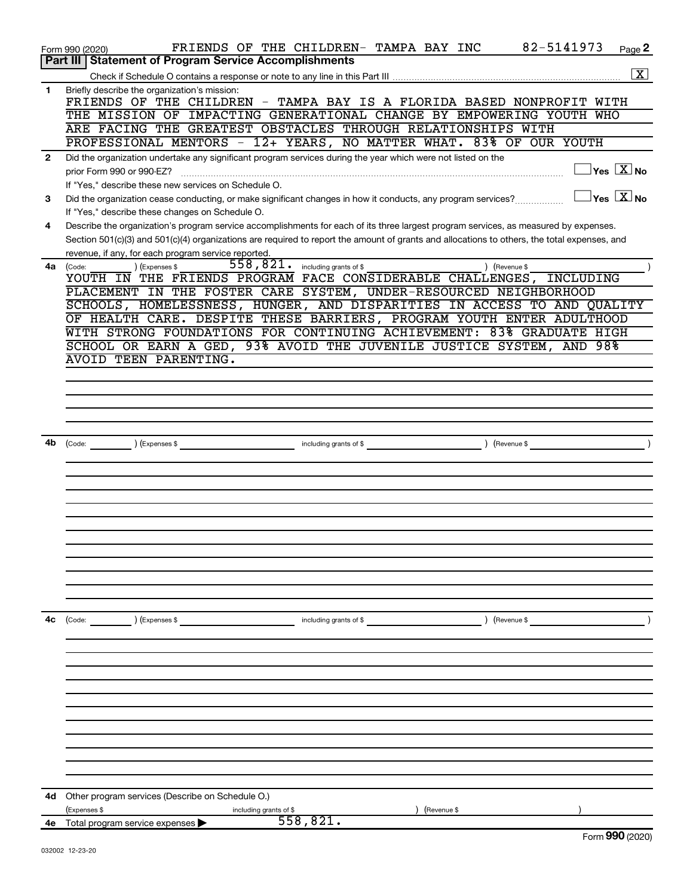Form 990 (2020) FRIENDS OF THE CHILDREN- TAMPA BAY INC 82-5141973 Page **2**

## Part III | Statement of Program Service Accomplishments

Check if Schedule O contains a response or note to any line in this Part III .................... [X]

**1** Briefly describe the organization's mission:

FRIENDS OF THE CHILDREN - TAMPA BAY IS A FLORIDA BASED NONPROFIT WITH THE MISSION OF IMPACTING GENERATIONAL CHANGE BY EMPOWERING YOUTH WHO ARE FACING THE GREATEST OBSTACLES THROUGH RELATIONSHIPS WITH PROFESSIONAL MENTORS - 12+ YEARS, NO MATTER WHAT. 83% OF OUR YOUTH

**2** Did the organization undertake any significant program services during the year which were not listed on the prior Form 990 or 990-EZ? ........ [ ] Yes [X] No

If "Yes," describe these new services on Schedule O.

**3** Did the organization cease conducting, or make significant changes in how it conducts, any program services? ........ [ ] Yes [X] No

If "Yes," describe these changes on Schedule O.

**4** Describe the organization's program service accomplishments for each of its three largest program services, as measured by expenses. Section 501(c)(3) and 501(c)(4) organizations are required to report the amount of grants and allocations to others, the total expenses, and revenue, if any, for each program service reported.

**4a** (Code: ) (Expenses $ 558,821. including grants of $ ) (Revenue $ )

YOUTH IN THE FRIENDS PROGRAM FACE CONSIDERABLE CHALLENGES, INCLUDING PLACEMENT IN THE FOSTER CARE SYSTEM, UNDER-RESOURCED NEIGHBORHOOD SCHOOLS, HOMELESSNESS, HUNGER, AND DISPARITIES IN ACCESS TO AND QUALITY OF HEALTH CARE. DESPITE THESE BARRIERS, PROGRAM YOUTH ENTER ADULTHOOD WITH STRONG FOUNDATIONS FOR CONTINUING ACHIEVEMENT: 83% GRADUATE HIGH SCHOOL OR EARN A GED, 93% AVOID THE JUVENILE JUSTICE SYSTEM, AND 98% AVOID TEEN PARENTING.

**4b** (Code: ) (Expenses $ including grants of $ ) (Revenue $ )

**4c** (Code: ) (Expenses $ including grants of $ ) (Revenue $ )

**4d** Other program services (Describe on Schedule O.)

(Expenses $ including grants of $ ) (Revenue $ )

**4e** Total program service expenses ▶ 558,821.

Form **990** (2020)

032002 12-23-20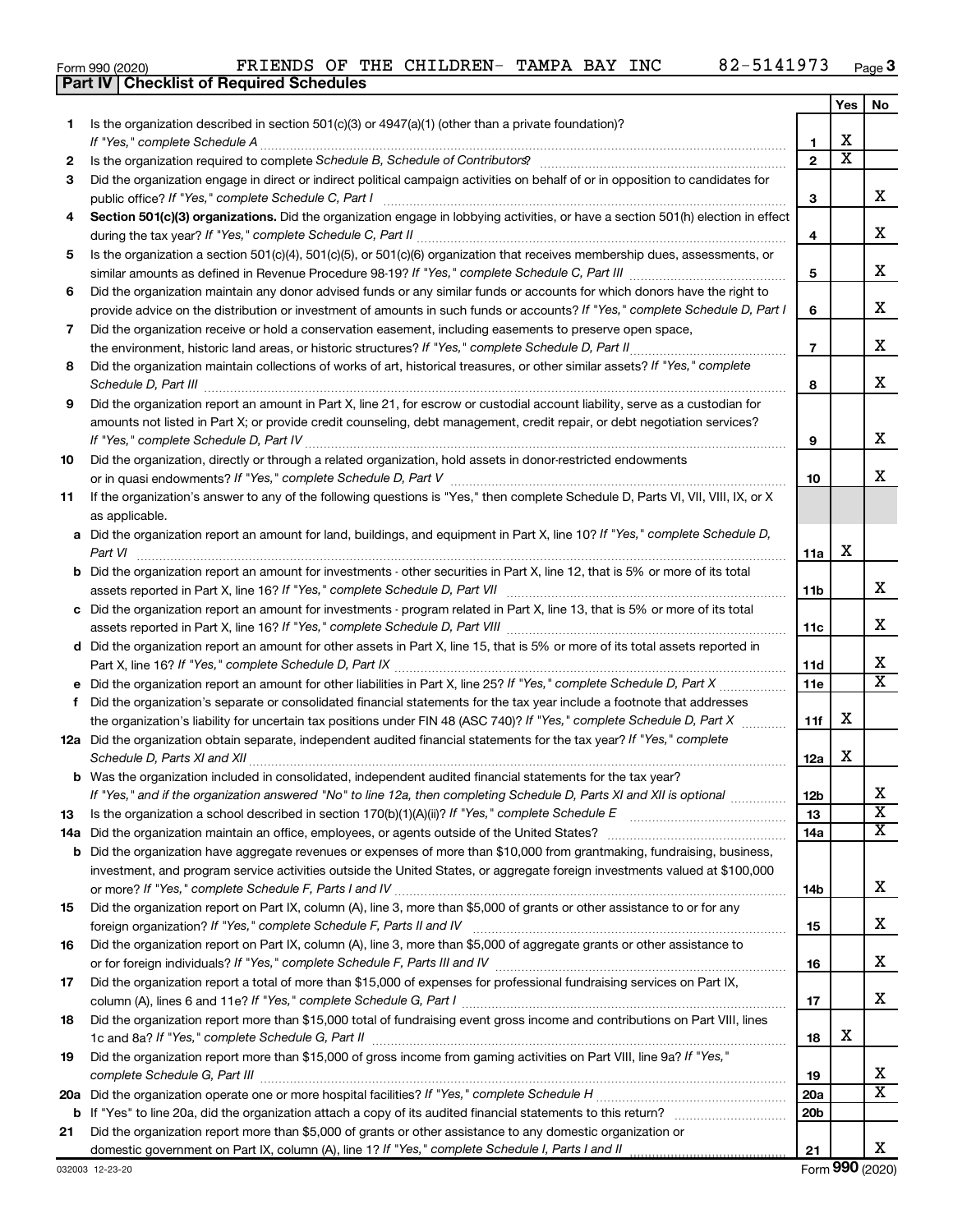Form 990 (2020) FRIENDS OF THE CHILDREN- TAMPA BAY INC 82-5141973

## Part IV | Checklist of Required Schedules

| | | | Yes | No |
|---|---|---|---|---|
| 1 | Is the organization described in section 501(c)(3) or 4947(a)(1) (other than a private foundation)? *If "Yes," complete Schedule A* | 1 | X | |
| 2 | Is the organization required to complete *Schedule B, Schedule of Contributors*? | 2 | X | |
| 3 | Did the organization engage in direct or indirect political campaign activities on behalf of or in opposition to candidates for public office? *If "Yes," complete Schedule C, Part I* | 3 | | X |
| 4 | **Section 501(c)(3) organizations.** Did the organization engage in lobbying activities, or have a section 501(h) election in effect during the tax year? *If "Yes," complete Schedule C, Part II* | 4 | | X |
| 5 | Is the organization a section 501(c)(4), 501(c)(5), or 501(c)(6) organization that receives membership dues, assessments, or similar amounts as defined in Revenue Procedure 98-19? *If "Yes," complete Schedule C, Part III* | 5 | | X |
| 6 | Did the organization maintain any donor advised funds or any similar funds or accounts for which donors have the right to provide advice on the distribution or investment of amounts in such funds or accounts? *If "Yes," complete Schedule D, Part I* | 6 | | X |
| 7 | Did the organization receive or hold a conservation easement, including easements to preserve open space, the environment, historic land areas, or historic structures? *If "Yes," complete Schedule D, Part II* | 7 | | X |
| 8 | Did the organization maintain collections of works of art, historical treasures, or other similar assets? *If "Yes," complete Schedule D, Part III* | 8 | | X |
| 9 | Did the organization report an amount in Part X, line 21, for escrow or custodial account liability, serve as a custodian for amounts not listed in Part X; or provide credit counseling, debt management, credit repair, or debt negotiation services? *If "Yes," complete Schedule D, Part IV* | 9 | | X |
| 10 | Did the organization, directly or through a related organization, hold assets in donor-restricted endowments or in quasi endowments? *If "Yes," complete Schedule D, Part V* | 10 | | X |
| 11 | If the organization's answer to any of the following questions is "Yes," then complete Schedule D, Parts VI, VII, VIII, IX, or X as applicable. | | | |
| a | Did the organization report an amount for land, buildings, and equipment in Part X, line 10? *If "Yes," complete Schedule D, Part VI* | 11a | X | |
| b | Did the organization report an amount for investments - other securities in Part X, line 12, that is 5% or more of its total assets reported in Part X, line 16? *If "Yes," complete Schedule D, Part VII* | 11b | | X |
| c | Did the organization report an amount for investments - program related in Part X, line 13, that is 5% or more of its total assets reported in Part X, line 16? *If "Yes," complete Schedule D, Part VIII* | 11c | | X |
| d | Did the organization report an amount for other assets in Part X, line 15, that is 5% or more of its total assets reported in Part X, line 16? *If "Yes," complete Schedule D, Part IX* | 11d | | X |
| e | Did the organization report an amount for other liabilities in Part X, line 25? *If "Yes," complete Schedule D, Part X* | 11e | | X |
| f | Did the organization's separate or consolidated financial statements for the tax year include a footnote that addresses the organization's liability for uncertain tax positions under FIN 48 (ASC 740)? *If "Yes," complete Schedule D, Part X* | 11f | X | |
| 12a | Did the organization obtain separate, independent audited financial statements for the tax year? *If "Yes," complete Schedule D, Parts XI and XII* | 12a | X | |
| b | Was the organization included in consolidated, independent audited financial statements for the tax year? *If "Yes," and if the organization answered "No" to line 12a, then completing Schedule D, Parts XI and XII is optional* | 12b | | X |
| 13 | Is the organization a school described in section 170(b)(1)(A)(ii)? *If "Yes," complete Schedule E* | 13 | | X |
| 14a | Did the organization maintain an office, employees, or agents outside of the United States? | 14a | | X |
| b | Did the organization have aggregate revenues or expenses of more than $10,000 from grantmaking, fundraising, business, investment, and program service activities outside the United States, or aggregate foreign investments valued at $100,000 or more? *If "Yes," complete Schedule F, Parts I and IV* | 14b | | X |
| 15 | Did the organization report on Part IX, column (A), line 3, more than $5,000 of grants or other assistance to or for any foreign organization? *If "Yes," complete Schedule F, Parts II and IV* | 15 | | X |
| 16 | Did the organization report on Part IX, column (A), line 3, more than $5,000 of aggregate grants or other assistance to or for foreign individuals? *If "Yes," complete Schedule F, Parts III and IV* | 16 | | X |
| 17 | Did the organization report a total of more than $15,000 of expenses for professional fundraising services on Part IX, column (A), lines 6 and 11e? *If "Yes," complete Schedule G, Part I* | 17 | | X |
| 18 | Did the organization report more than $15,000 total of fundraising event gross income and contributions on Part VIII, lines 1c and 8a? *If "Yes," complete Schedule G, Part II* | 18 | X | |
| 19 | Did the organization report more than $15,000 of gross income from gaming activities on Part VIII, line 9a? *If "Yes," complete Schedule G, Part III* | 19 | | X |
| 20a | Did the organization operate one or more hospital facilities? *If "Yes," complete Schedule H* | 20a | | X |
| b | If "Yes" to line 20a, did the organization attach a copy of its audited financial statements to this return? | 20b | | |
| 21 | Did the organization report more than $5,000 of grants or other assistance to any domestic organization or domestic government on Part IX, column (A), line 1? *If "Yes," complete Schedule I, Parts I and II* | 21 | | X |

032003 12-23-20 Form **990** (2020)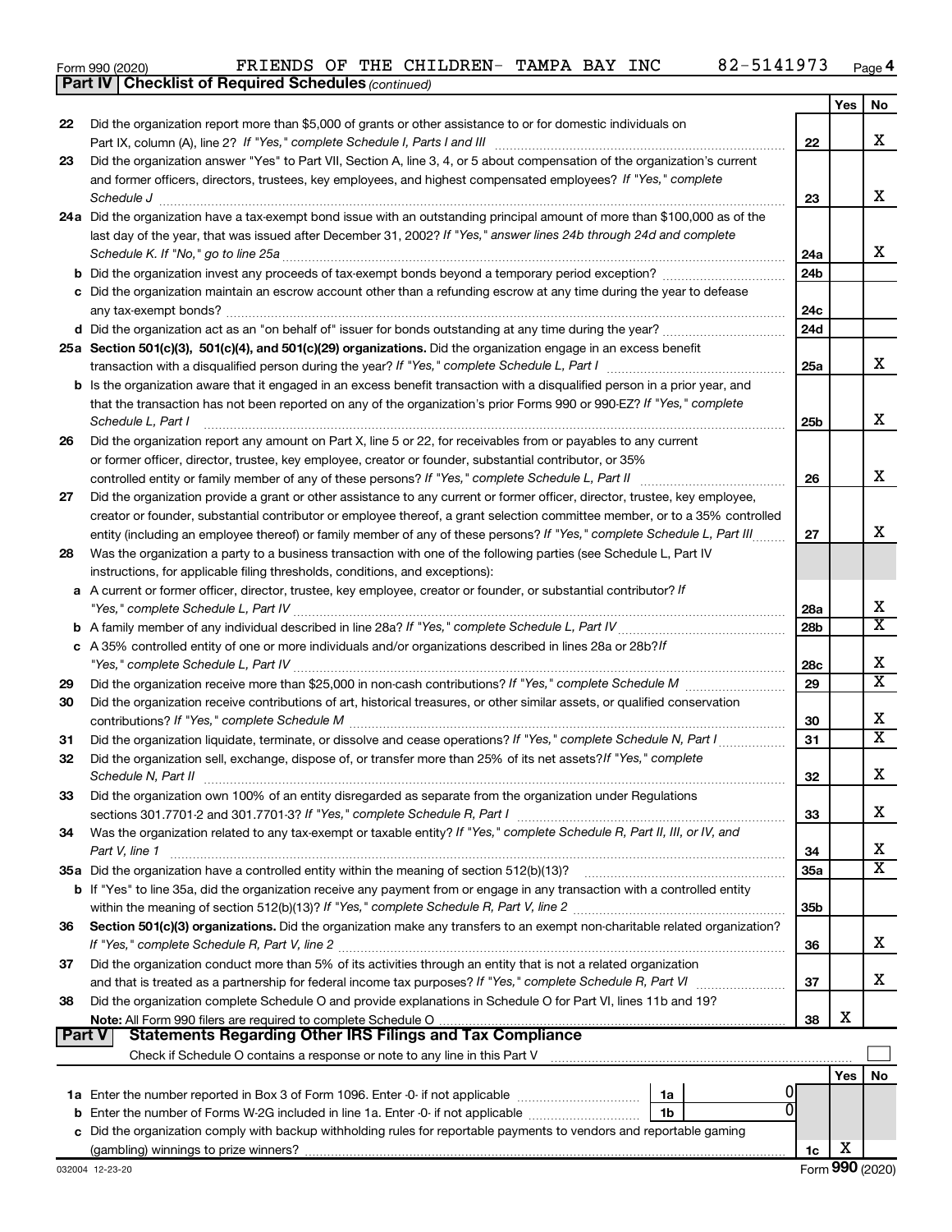Form 990 (2020) FRIENDS OF THE CHILDREN- TAMPA BAY INC 82-5141973 Page 4

**Part IV | Checklist of Required Schedules** *(continued)*

| | | | Yes | No |
|---|---|---|---|---|
| 22 | Did the organization report more than $5,000 of grants or other assistance to or for domestic individuals on Part IX, column (A), line 2? *If "Yes," complete Schedule I, Parts I and III* | 22 | | X |
| 23 | Did the organization answer "Yes" to Part VII, Section A, line 3, 4, or 5 about compensation of the organization's current and former officers, directors, trustees, key employees, and highest compensated employees? *If "Yes," complete Schedule J* | 23 | | X |
| 24a | Did the organization have a tax-exempt bond issue with an outstanding principal amount of more than $100,000 as of the last day of the year, that was issued after December 31, 2002? *If "Yes," answer lines 24b through 24d and complete Schedule K. If "No," go to line 25a* | 24a | | X |
| b | Did the organization invest any proceeds of tax-exempt bonds beyond a temporary period exception? | 24b | | |
| c | Did the organization maintain an escrow account other than a refunding escrow at any time during the year to defease any tax-exempt bonds? | 24c | | |
| d | Did the organization act as an "on behalf of" issuer for bonds outstanding at any time during the year? | 24d | | |
| 25a | **Section 501(c)(3), 501(c)(4), and 501(c)(29) organizations.** Did the organization engage in an excess benefit transaction with a disqualified person during the year? *If "Yes," complete Schedule L, Part I* | 25a | | X |
| b | Is the organization aware that it engaged in an excess benefit transaction with a disqualified person in a prior year, and that the transaction has not been reported on any of the organization's prior Forms 990 or 990-EZ? *If "Yes," complete Schedule L, Part I* | 25b | | X |
| 26 | Did the organization report any amount on Part X, line 5 or 22, for receivables from or payables to any current or former officer, director, trustee, key employee, creator or founder, substantial contributor, or 35% controlled entity or family member of any of these persons? *If "Yes," complete Schedule L, Part II* | 26 | | X |
| 27 | Did the organization provide a grant or other assistance to any current or former officer, director, trustee, key employee, creator or founder, substantial contributor or employee thereof, a grant selection committee member, or to a 35% controlled entity (including an employee thereof) or family member of any of these persons? *If "Yes," complete Schedule L, Part III* | 27 | | X |
| 28 | Was the organization a party to a business transaction with one of the following parties (see Schedule L, Part IV instructions, for applicable filing thresholds, conditions, and exceptions): | | | |
| a | A current or former officer, director, trustee, key employee, creator or founder, or substantial contributor? *If "Yes," complete Schedule L, Part IV* | 28a | | X |
| b | A family member of any individual described in line 28a? *If "Yes," complete Schedule L, Part IV* | 28b | | X |
| c | A 35% controlled entity of one or more individuals and/or organizations described in lines 28a or 28b? *If "Yes," complete Schedule L, Part IV* | 28c | | X |
| 29 | Did the organization receive more than $25,000 in non-cash contributions? *If "Yes," complete Schedule M* | 29 | | X |
| 30 | Did the organization receive contributions of art, historical treasures, or other similar assets, or qualified conservation contributions? *If "Yes," complete Schedule M* | 30 | | X |
| 31 | Did the organization liquidate, terminate, or dissolve and cease operations? *If "Yes," complete Schedule N, Part I* | 31 | | X |
| 32 | Did the organization sell, exchange, dispose of, or transfer more than 25% of its net assets? *If "Yes," complete Schedule N, Part II* | 32 | | X |
| 33 | Did the organization own 100% of an entity disregarded as separate from the organization under Regulations sections 301.7701-2 and 301.7701-3? *If "Yes," complete Schedule R, Part I* | 33 | | X |
| 34 | Was the organization related to any tax-exempt or taxable entity? *If "Yes," complete Schedule R, Part II, III, or IV, and Part V, line 1* | 34 | | X |
| 35a | Did the organization have a controlled entity within the meaning of section 512(b)(13)? | 35a | | X |
| b | If "Yes" to line 35a, did the organization receive any payment from or engage in any transaction with a controlled entity within the meaning of section 512(b)(13)? *If "Yes," complete Schedule R, Part V, line 2* | 35b | | |
| 36 | **Section 501(c)(3) organizations.** Did the organization make any transfers to an exempt non-charitable related organization? *If "Yes," complete Schedule R, Part V, line 2* | 36 | | X |
| 37 | Did the organization conduct more than 5% of its activities through an entity that is not a related organization and that is treated as a partnership for federal income tax purposes? *If "Yes," complete Schedule R, Part VI* | 37 | | X |
| 38 | Did the organization complete Schedule O and provide explanations in Schedule O for Part VI, lines 11b and 19? **Note:** All Form 990 filers are required to complete Schedule O | 38 | X | |

**Part V | Statements Regarding Other IRS Filings and Tax Compliance**

Check if Schedule O contains a response or note to any line in this Part V

| | | | | Yes | No |
|---|---|---|---|---|---|
| 1a | Enter the number reported in Box 3 of Form 1096. Enter -0- if not applicable | 1a | 0 | | |
| b | Enter the number of Forms W-2G included in line 1a. Enter -0- if not applicable | 1b | 0 | | |
| c | Did the organization comply with backup withholding rules for reportable payments to vendors and reportable gaming (gambling) winnings to prize winners? | | 1c | X | |

032004 12-23-20 Form **990** (2020)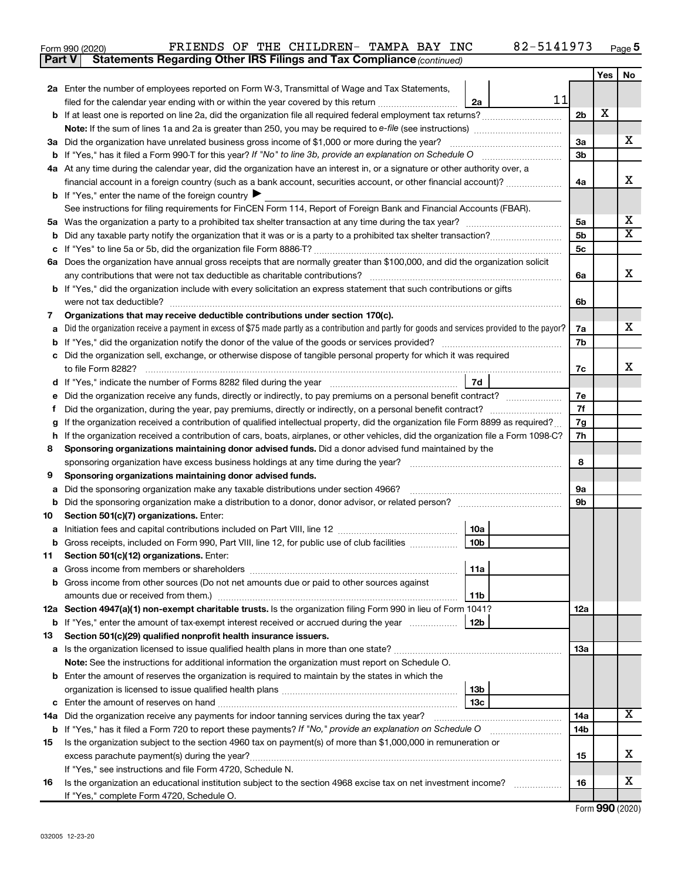Form 990 (2020) FRIENDS OF THE CHILDREN- TAMPA BAY INC 82-5141973 Page 5

**Part V Statements Regarding Other IRS Filings and Tax Compliance** *(continued)*

| | | | | Yes | No |
|---|---|---|---|---|---|
| **2a** | Enter the number of employees reported on Form W-3, Transmittal of Wage and Tax Statements, filed for the calendar year ending with or within the year covered by this return | **2a** 11 | | | |
| **b** | If at least one is reported on line 2a, did the organization file all required federal employment tax returns? | | **2b** | X | |
| | **Note:** If the sum of lines 1a and 2a is greater than 250, you may be required to *e-file* (see instructions) | | | | |
| **3a** | Did the organization have unrelated business gross income of $1,000 or more during the year? | | **3a** | | X |
| **b** | If "Yes," has it filed a Form 990-T for this year? *If "No" to line 3b, provide an explanation on Schedule O* | | **3b** | | |
| **4a** | At any time during the calendar year, did the organization have an interest in, or a signature or other authority over, a financial account in a foreign country (such as a bank account, securities account, or other financial account)? | | **4a** | | X |
| **b** | If "Yes," enter the name of the foreign country ▶ | | | | |
| | See instructions for filing requirements for FinCEN Form 114, Report of Foreign Bank and Financial Accounts (FBAR). | | | | |
| **5a** | Was the organization a party to a prohibited tax shelter transaction at any time during the tax year? | | **5a** | | X |
| **b** | Did any taxable party notify the organization that it was or is a party to a prohibited tax shelter transaction? | | **5b** | | X |
| **c** | If "Yes" to line 5a or 5b, did the organization file Form 8886-T? | | **5c** | | |
| **6a** | Does the organization have annual gross receipts that are normally greater than $100,000, and did the organization solicit any contributions that were not tax deductible as charitable contributions? | | **6a** | | X |
| **b** | If "Yes," did the organization include with every solicitation an express statement that such contributions or gifts were not tax deductible? | | **6b** | | |
| **7** | **Organizations that may receive deductible contributions under section 170(c).** | | | | |
| **a** | Did the organization receive a payment in excess of $75 made partly as a contribution and partly for goods and services provided to the payor? | | **7a** | | X |
| **b** | If "Yes," did the organization notify the donor of the value of the goods or services provided? | | **7b** | | |
| **c** | Did the organization sell, exchange, or otherwise dispose of tangible personal property for which it was required to file Form 8282? | | **7c** | | X |
| **d** | If "Yes," indicate the number of Forms 8282 filed during the year | **7d** | | | |
| **e** | Did the organization receive any funds, directly or indirectly, to pay premiums on a personal benefit contract? | | **7e** | | |
| **f** | Did the organization, during the year, pay premiums, directly or indirectly, on a personal benefit contract? | | **7f** | | |
| **g** | If the organization received a contribution of qualified intellectual property, did the organization file Form 8899 as required? | | **7g** | | |
| **h** | If the organization received a contribution of cars, boats, airplanes, or other vehicles, did the organization file a Form 1098-C? | | **7h** | | |
| **8** | **Sponsoring organizations maintaining donor advised funds.** Did a donor advised fund maintained by the sponsoring organization have excess business holdings at any time during the year? | | **8** | | |
| **9** | **Sponsoring organizations maintaining donor advised funds.** | | | | |
| **a** | Did the sponsoring organization make any taxable distributions under section 4966? | | **9a** | | |
| **b** | Did the sponsoring organization make a distribution to a donor, donor advisor, or related person? | | **9b** | | |
| **10** | **Section 501(c)(7) organizations.** Enter: | | | | |
| **a** | Initiation fees and capital contributions included on Part VIII, line 12 | **10a** | | | |
| **b** | Gross receipts, included on Form 990, Part VIII, line 12, for public use of club facilities | **10b** | | | |
| **11** | **Section 501(c)(12) organizations.** Enter: | | | | |
| **a** | Gross income from members or shareholders | **11a** | | | |
| **b** | Gross income from other sources (Do not net amounts due or paid to other sources against amounts due or received from them.) | **11b** | | | |
| **12a** | **Section 4947(a)(1) non-exempt charitable trusts.** Is the organization filing Form 990 in lieu of Form 1041? | | **12a** | | |
| **b** | If "Yes," enter the amount of tax-exempt interest received or accrued during the year | **12b** | | | |
| **13** | **Section 501(c)(29) qualified nonprofit health insurance issuers.** | | | | |
| **a** | Is the organization licensed to issue qualified health plans in more than one state? | | **13a** | | |
| | **Note:** See the instructions for additional information the organization must report on Schedule O. | | | | |
| **b** | Enter the amount of reserves the organization is required to maintain by the states in which the organization is licensed to issue qualified health plans | **13b** | | | |
| **c** | Enter the amount of reserves on hand | **13c** | | | |
| **14a** | Did the organization receive any payments for indoor tanning services during the tax year? | | **14a** | | X |
| **b** | If "Yes," has it filed a Form 720 to report these payments? *If "No," provide an explanation on Schedule O* | | **14b** | | |
| **15** | Is the organization subject to the section 4960 tax on payment(s) of more than $1,000,000 in remuneration or excess parachute payment(s) during the year? | | **15** | | X |
| | If "Yes," see instructions and file Form 4720, Schedule N. | | | | |
| **16** | Is the organization an educational institution subject to the section 4968 excise tax on net investment income? | | **16** | | X |
| | If "Yes," complete Form 4720, Schedule O. | | | | |

Form **990** (2020)

032005 12-23-20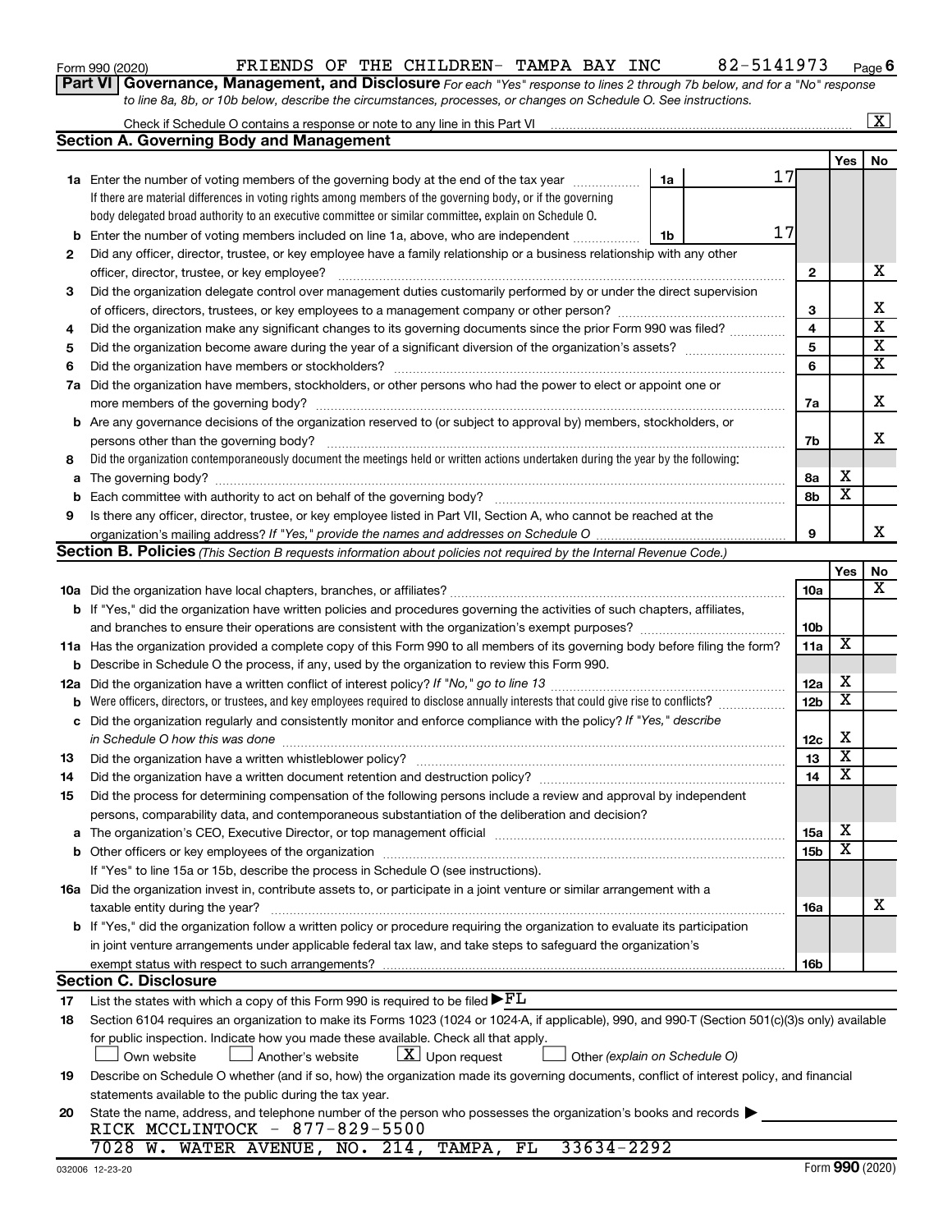Form 990 (2020) FRIENDS OF THE CHILDREN- TAMPA BAY INC 82-5141973 Page 6

**Part VI Governance, Management, and Disclosure** *For each "Yes" response to lines 2 through 7b below, and for a "No" response to line 8a, 8b, or 10b below, describe the circumstances, processes, or changes on Schedule O. See instructions.*

Check if Schedule O contains a response or note to any line in this Part VI ..... [X]

## Section A. Governing Body and Management

| | | | | Yes | No |
|---|---|---|---|---|---|
| **1a** | Enter the number of voting members of the governing body at the end of the tax year ..... **1a** 17<br>If there are material differences in voting rights among members of the governing body, or if the governing body delegated broad authority to an executive committee or similar committee, explain on Schedule O. | | | | |
| **b** | Enter the number of voting members included on line 1a, above, who are independent ..... **1b** 17 | | | | |
| **2** | Did any officer, director, trustee, or key employee have a family relationship or a business relationship with any other officer, director, trustee, or key employee? | | **2** | | X |
| **3** | Did the organization delegate control over management duties customarily performed by or under the direct supervision of officers, directors, trustees, or key employees to a management company or other person? | | **3** | | X |
| **4** | Did the organization make any significant changes to its governing documents since the prior Form 990 was filed? | | **4** | | X |
| **5** | Did the organization become aware during the year of a significant diversion of the organization's assets? | | **5** | | X |
| **6** | Did the organization have members or stockholders? | | **6** | | X |
| **7a** | Did the organization have members, stockholders, or other persons who had the power to elect or appoint one or more members of the governing body? | | **7a** | | X |
| **b** | Are any governance decisions of the organization reserved to (or subject to approval by) members, stockholders, or persons other than the governing body? | | **7b** | | X |
| **8** | Did the organization contemporaneously document the meetings held or written actions undertaken during the year by the following: | | | | |
| **a** | The governing body? | | **8a** | X | |
| **b** | Each committee with authority to act on behalf of the governing body? | | **8b** | X | |
| **9** | Is there any officer, director, trustee, or key employee listed in Part VII, Section A, who cannot be reached at the organization's mailing address? *If "Yes," provide the names and addresses on Schedule O* | | **9** | | X |

## Section B. Policies *(This Section B requests information about policies not required by the Internal Revenue Code.)*

| | | | Yes | No |
|---|---|---|---|---|
| **10a** | Did the organization have local chapters, branches, or affiliates? | **10a** | | X |
| **b** | If "Yes," did the organization have written policies and procedures governing the activities of such chapters, affiliates, and branches to ensure their operations are consistent with the organization's exempt purposes? | **10b** | | |
| **11a** | Has the organization provided a complete copy of this Form 990 to all members of its governing body before filing the form? | **11a** | X | |
| **b** | Describe in Schedule O the process, if any, used by the organization to review this Form 990. | | | |
| **12a** | Did the organization have a written conflict of interest policy? *If "No," go to line 13* | **12a** | X | |
| **b** | Were officers, directors, or trustees, and key employees required to disclose annually interests that could give rise to conflicts? | **12b** | X | |
| **c** | Did the organization regularly and consistently monitor and enforce compliance with the policy? *If "Yes," describe in Schedule O how this was done* | **12c** | X | |
| **13** | Did the organization have a written whistleblower policy? | **13** | X | |
| **14** | Did the organization have a written document retention and destruction policy? | **14** | X | |
| **15** | Did the process for determining compensation of the following persons include a review and approval by independent persons, comparability data, and contemporaneous substantiation of the deliberation and decision? | | | |
| **a** | The organization's CEO, Executive Director, or top management official | **15a** | X | |
| **b** | Other officers or key employees of the organization | **15b** | X | |
| | If "Yes" to line 15a or 15b, describe the process in Schedule O (see instructions). | | | |
| **16a** | Did the organization invest in, contribute assets to, or participate in a joint venture or similar arrangement with a taxable entity during the year? | **16a** | | X |
| **b** | If "Yes," did the organization follow a written policy or procedure requiring the organization to evaluate its participation in joint venture arrangements under applicable federal tax law, and take steps to safeguard the organization's exempt status with respect to such arrangements? | **16b** | | |

## Section C. Disclosure

**17** List the states with which a copy of this Form 990 is required to be filed ▶ FL

**18** Section 6104 requires an organization to make its Forms 1023 (1024 or 1024-A, if applicable), 990, and 990-T (Section 501(c)(3)s only) available for public inspection. Indicate how you made these available. Check all that apply.

☐ Own website ☐ Another's website [X] Upon request ☐ Other *(explain on Schedule O)*

**19** Describe on Schedule O whether (and if so, how) the organization made its governing documents, conflict of interest policy, and financial statements available to the public during the tax year.

**20** State the name, address, and telephone number of the person who possesses the organization's books and records ▶

RICK MCCLINTOCK - 877-829-5500
7028 W. WATER AVENUE, NO. 214, TAMPA, FL 33634-2292

032006 12-23-20 Form 990 (2020)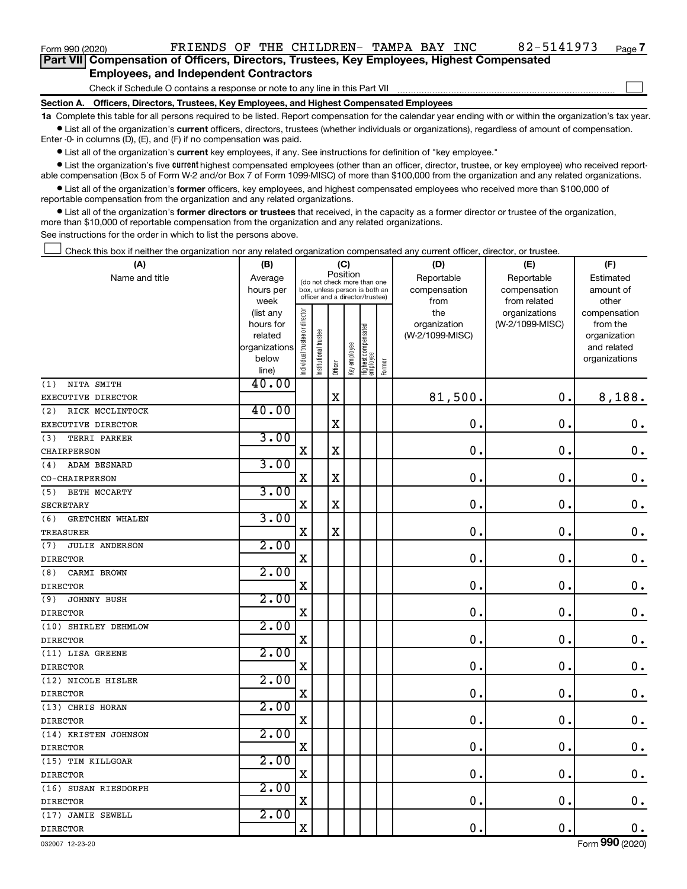Form 990 (2020) FRIENDS OF THE CHILDREN- TAMPA BAY INC 82-5141973 Page 7

**Part VII Compensation of Officers, Directors, Trustees, Key Employees, Highest Compensated Employees, and Independent Contractors**

Check if Schedule O contains a response or note to any line in this Part VII ☐

**Section A. Officers, Directors, Trustees, Key Employees, and Highest Compensated Employees**

**1a** Complete this table for all persons required to be listed. Report compensation for the calendar year ending with or within the organization's tax year.

- List all of the organization's **current** officers, directors, trustees (whether individuals or organizations), regardless of amount of compensation. Enter -0- in columns (D), (E), and (F) if no compensation was paid.
- List all of the organization's **current** key employees, if any. See instructions for definition of "key employee."
- List the organization's five **current** highest compensated employees (other than an officer, director, trustee, or key employee) who received reportable compensation (Box 5 of Form W-2 and/or Box 7 of Form 1099-MISC) of more than $100,000 from the organization and any related organizations.
- List all of the organization's **former** officers, key employees, and highest compensated employees who received more than $100,000 of reportable compensation from the organization and any related organizations.
- List all of the organization's **former directors or trustees** that received, in the capacity as a former director or trustee of the organization, more than $10,000 of reportable compensation from the organization and any related organizations.

See instructions for the order in which to list the persons above.

☐ Check this box if neither the organization nor any related organization compensated any current officer, director, or trustee.

| (A) Name and title | (B) Average hours per week (list any hours for related organizations below line) | (C) Position: Individual trustee or director | Institutional trustee | Officer | Key employee | Highest compensated employee | Former | (D) Reportable compensation from the organization (W-2/1099-MISC) | (E) Reportable compensation from related organizations (W-2/1099-MISC) | (F) Estimated amount of other compensation from the organization and related organizations |
|---|---|---|---|---|---|---|---|---|---|---|
| (1) NITA SMITH<br>EXECUTIVE DIRECTOR | 40.00 | | | X | | | | 81,500. | 0. | 8,188. |
| (2) RICK MCCLINTOCK<br>EXECUTIVE DIRECTOR | 40.00 | | | X | | | | 0. | 0. | 0. |
| (3) TERRI PARKER<br>CHAIRPERSON | 3.00 | X | | X | | | | 0. | 0. | 0. |
| (4) ADAM BESNARD<br>CO-CHAIRPERSON | 3.00 | X | | X | | | | 0. | 0. | 0. |
| (5) BETH MCCARTY<br>SECRETARY | 3.00 | X | | X | | | | 0. | 0. | 0. |
| (6) GRETCHEN WHALEN<br>TREASURER | 3.00 | X | | X | | | | 0. | 0. | 0. |
| (7) JULIE ANDERSON<br>DIRECTOR | 2.00 | X | | | | | | 0. | 0. | 0. |
| (8) CARMI BROWN<br>DIRECTOR | 2.00 | X | | | | | | 0. | 0. | 0. |
| (9) JOHNNY BUSH<br>DIRECTOR | 2.00 | X | | | | | | 0. | 0. | 0. |
| (10) SHIRLEY DEHMLOW<br>DIRECTOR | 2.00 | X | | | | | | 0. | 0. | 0. |
| (11) LISA GREENE<br>DIRECTOR | 2.00 | X | | | | | | 0. | 0. | 0. |
| (12) NICOLE HISLER<br>DIRECTOR | 2.00 | X | | | | | | 0. | 0. | 0. |
| (13) CHRIS HORAN<br>DIRECTOR | 2.00 | X | | | | | | 0. | 0. | 0. |
| (14) KRISTEN JOHNSON<br>DIRECTOR | 2.00 | X | | | | | | 0. | 0. | 0. |
| (15) TIM KILLGOAR<br>DIRECTOR | 2.00 | X | | | | | | 0. | 0. | 0. |
| (16) SUSAN RIESDORPH<br>DIRECTOR | 2.00 | X | | | | | | 0. | 0. | 0. |
| (17) JAMIE SEWELL<br>DIRECTOR | 2.00 | X | | | | | | 0. | 0. | 0. |

032007 12-23-20 Form 990 (2020)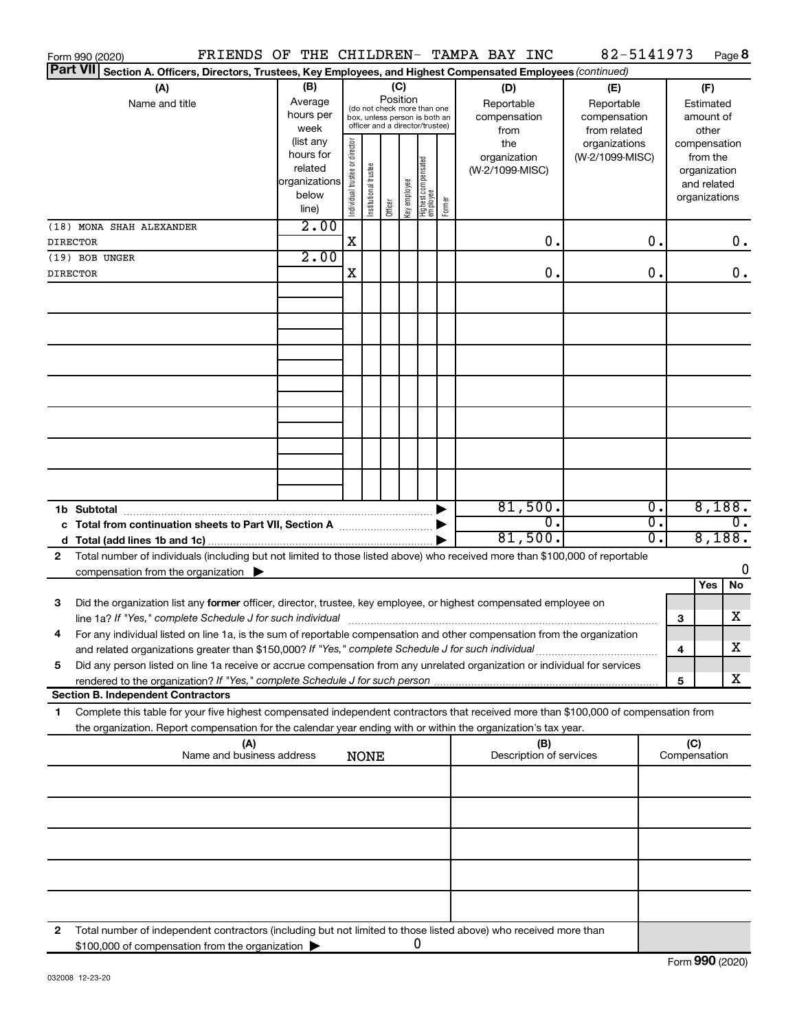Form 990 (2020) FRIENDS OF THE CHILDREN- TAMPA BAY INC 82-5141973 Page 8

**Part VII Section A. Officers, Directors, Trustees, Key Employees, and Highest Compensated Employees** *(continued)*

| (A) Name and title | (B) Average hours per week (list any hours for related organizations below line) | (C) Position: Individual trustee or director | Institutional trustee | Officer | Key employee | Highest compensated employee | Former | (D) Reportable compensation from the organization (W-2/1099-MISC) | (E) Reportable compensation from related organizations (W-2/1099-MISC) | (F) Estimated amount of other compensation from the organization and related organizations |
|---|---|---|---|---|---|---|---|---|---|---|
| (18) MONA SHAH ALEXANDER | 2.00 | | | | | | | | | |
| DIRECTOR | | X | | | | | | 0. | 0. | 0. |
| (19) BOB UNGER | 2.00 | | | | | | | | | |
| DIRECTOR | | X | | | | | | 0. | 0. | 0. |
| **1b Subtotal** | | | | | | | | 81,500. | 0. | 8,188. |
| **c Total from continuation sheets to Part VII, Section A** | | | | | | | | 0. | 0. | 0. |
| **d Total (add lines 1b and 1c)** | | | | | | | | 81,500. | 0. | 8,188. |

2 Total number of individuals (including but not limited to those listed above) who received more than $100,000 of reportable compensation from the organization ▶ 0

| | | Yes | No |
|---|---|---|---|
| 3 Did the organization list any **former** officer, director, trustee, key employee, or highest compensated employee on line 1a? *If "Yes," complete Schedule J for such individual* | 3 | | X |
| 4 For any individual listed on line 1a, is the sum of reportable compensation and other compensation from the organization and related organizations greater than $150,000? *If "Yes," complete Schedule J for such individual* | 4 | | X |
| 5 Did any person listed on line 1a receive or accrue compensation from any unrelated organization or individual for services rendered to the organization? *If "Yes," complete Schedule J for such person* | 5 | | X |

**Section B. Independent Contractors**

1 Complete this table for your five highest compensated independent contractors that received more than $100,000 of compensation from the organization. Report compensation for the calendar year ending with or within the organization's tax year.

| (A) Name and business address | (B) Description of services | (C) Compensation |
|---|---|---|
| NONE | | |

2 Total number of independent contractors (including but not limited to those listed above) who received more than $100,000 of compensation from the organization ▶ 0

Form **990** (2020)

032008 12-23-20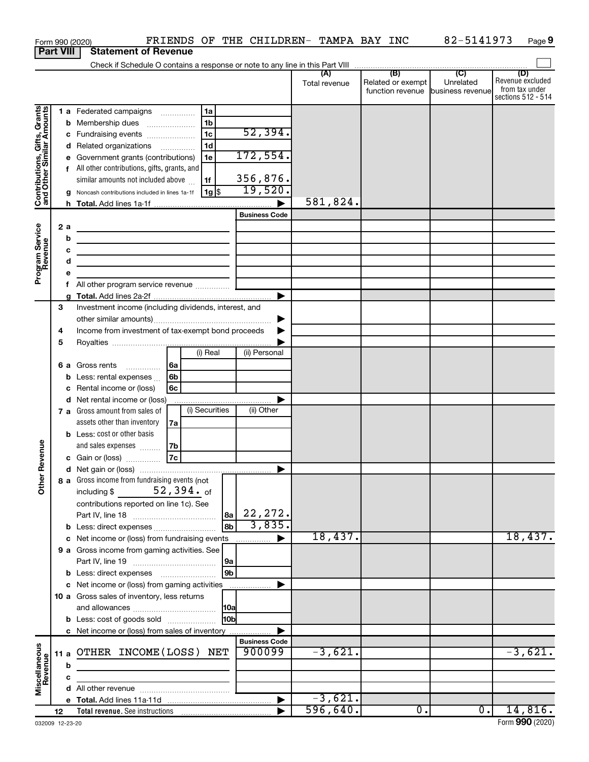Form 990 (2020) FRIENDS OF THE CHILDREN- TAMPA BAY INC 82-5141973 Page 9

## Part VIII Statement of Revenue

Check if Schedule O contains a response or note to any line in this Part VIII

| | | | (A) Total revenue | (B) Related or exempt function revenue | (C) Unrelated business revenue | (D) Revenue excluded from tax under sections 512 - 514 |
|---|---|---|---|---|---|---|
| **Contributions, Gifts, Grants and Other Similar Amounts** | 1 a Federated campaigns | 1a | | | | |
| | b Membership dues | 1b | | | | |
| | c Fundraising events | 1c 52,394. | | | | |
| | d Related organizations | 1d | | | | |
| | e Government grants (contributions) | 1e 172,554. | | | | |
| | f All other contributions, gifts, grants, and similar amounts not included above | 1f 356,876. | | | | |
| | g Noncash contributions included in lines 1a-1f | 1g $ 19,520. | | | | |
| | h Total. Add lines 1a-1f | ▶ | 581,824. | | | |
| **Program Service Revenue** | | Business Code | | | | |
| | 2 a | | | | | |
| | b | | | | | |
| | c | | | | | |
| | d | | | | | |
| | e | | | | | |
| | f All other program service revenue | | | | | |
| | g Total. Add lines 2a-2f | ▶ | | | | |
| **Other Revenue** | 3 Investment income (including dividends, interest, and other similar amounts) | ▶ | | | | |
| | 4 Income from investment of tax-exempt bond proceeds | ▶ | | | | |
| | 5 Royalties | ▶ | | | | |
| | | (i) Real / (ii) Personal | | | | |
| | 6 a Gross rents | 6a | | | | |
| | b Less: rental expenses | 6b | | | | |
| | c Rental income or (loss) | 6c | | | | |
| | d Net rental income or (loss) | ▶ | | | | |
| | | (i) Securities / (ii) Other | | | | |
| | 7 a Gross amount from sales of assets other than inventory | 7a | | | | |
| | b Less: cost or other basis and sales expenses | 7b | | | | |
| | c Gain or (loss) | 7c | | | | |
| | d Net gain or (loss) | ▶ | | | | |
| | 8 a Gross income from fundraising events (not including $ 52,394. of contributions reported on line 1c). See Part IV, line 18 | 8a 22,272. | | | | |
| | b Less: direct expenses | 8b 3,835. | | | | |
| | c Net income or (loss) from fundraising events | ▶ | 18,437. | | | 18,437. |
| | 9 a Gross income from gaming activities. See Part IV, line 19 | 9a | | | | |
| | b Less: direct expenses | 9b | | | | |
| | c Net income or (loss) from gaming activities | ▶ | | | | |
| | 10 a Gross sales of inventory, less returns and allowances | 10a | | | | |
| | b Less: cost of goods sold | 10b | | | | |
| | c Net income or (loss) from sales of inventory | ▶ | | | | |
| **Miscellaneous Revenue** | | Business Code | | | | |
| | 11 a OTHER INCOME(LOSS) NET | 900099 | -3,621. | | | -3,621. |
| | b | | | | | |
| | c | | | | | |
| | d All other revenue | | | | | |
| | e Total. Add lines 11a-11d | ▶ | -3,621. | | | |
| | 12 Total revenue. See instructions | ▶ | 596,640. | 0. | 0. | 14,816. |

032009 12-23-20 Form **990** (2020)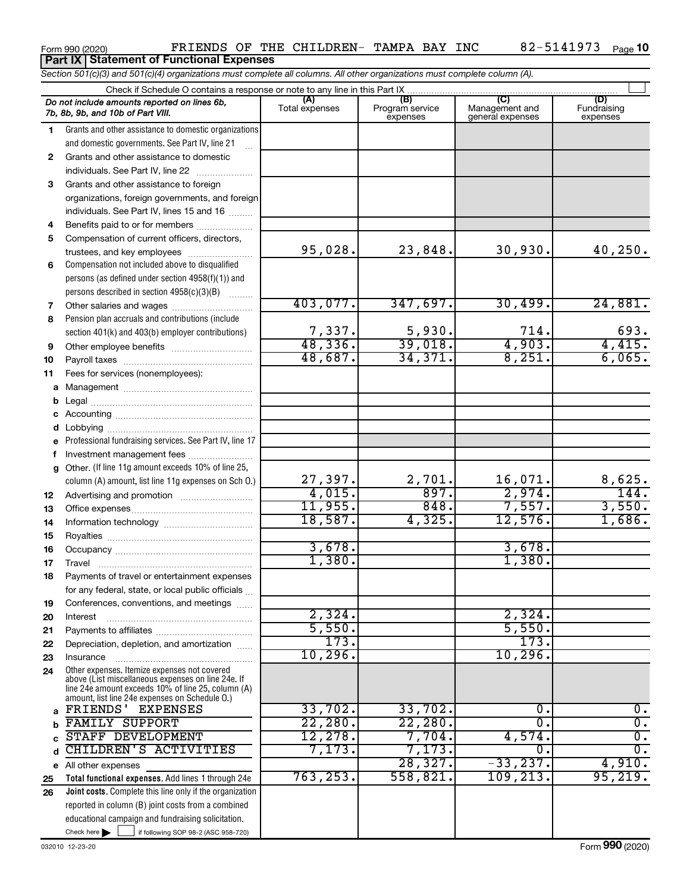Form 990 (2020) FRIENDS OF THE CHILDREN- TAMPA BAY INC 82-5141973

## Part IX Statement of Functional Expenses

*Section 501(c)(3) and 501(c)(4) organizations must complete all columns. All other organizations must complete column (A).*

Check if Schedule O contains a response or note to any line in this Part IX

| | *Do not include amounts reported on lines 6b, 7b, 8b, 9b, and 10b of Part VIII.* | (A) Total expenses | (B) Program service expenses | (C) Management and general expenses | (D) Fundraising expenses |
|---|---|---|---|---|---|
| 1 | Grants and other assistance to domestic organizations and domestic governments. See Part IV, line 21 | | | | |
| 2 | Grants and other assistance to domestic individuals. See Part IV, line 22 | | | | |
| 3 | Grants and other assistance to foreign organizations, foreign governments, and foreign individuals. See Part IV, lines 15 and 16 | | | | |
| 4 | Benefits paid to or for members | | | | |
| 5 | Compensation of current officers, directors, trustees, and key employees | 95,028. | 23,848. | 30,930. | 40,250. |
| 6 | Compensation not included above to disqualified persons (as defined under section 4958(f)(1)) and persons described in section 4958(c)(3)(B) | | | | |
| 7 | Other salaries and wages | 403,077. | 347,697. | 30,499. | 24,881. |
| 8 | Pension plan accruals and contributions (include section 401(k) and 403(b) employer contributions) | 7,337. | 5,930. | 714. | 693. |
| 9 | Other employee benefits | 48,336. | 39,018. | 4,903. | 4,415. |
| 10 | Payroll taxes | 48,687. | 34,371. | 8,251. | 6,065. |
| 11 | Fees for services (nonemployees): | | | | |
| a | Management | | | | |
| b | Legal | | | | |
| c | Accounting | | | | |
| d | Lobbying | | | | |
| e | Professional fundraising services. See Part IV, line 17 | | | | |
| f | Investment management fees | | | | |
| g | Other. (If line 11g amount exceeds 10% of line 25, column (A) amount, list line 11g expenses on Sch O.) | 27,397. | 2,701. | 16,071. | 8,625. |
| 12 | Advertising and promotion | 4,015. | 897. | 2,974. | 144. |
| 13 | Office expenses | 11,955. | 848. | 7,557. | 3,550. |
| 14 | Information technology | 18,587. | 4,325. | 12,576. | 1,686. |
| 15 | Royalties | | | | |
| 16 | Occupancy | 3,678. | | 3,678. | |
| 17 | Travel | 1,380. | | 1,380. | |
| 18 | Payments of travel or entertainment expenses for any federal, state, or local public officials | | | | |
| 19 | Conferences, conventions, and meetings | | | | |
| 20 | Interest | 2,324. | | 2,324. | |
| 21 | Payments to affiliates | 5,550. | | 5,550. | |
| 22 | Depreciation, depletion, and amortization | 173. | | 173. | |
| 23 | Insurance | 10,296. | | 10,296. | |
| 24 | Other expenses. Itemize expenses not covered above (List miscellaneous expenses on line 24e. If line 24e amount exceeds 10% of line 25, column (A) amount, list line 24e expenses on Schedule O.) | | | | |
| a | FRIENDS' EXPENSES | 33,702. | 33,702. | 0. | 0. |
| b | FAMILY SUPPORT | 22,280. | 22,280. | 0. | 0. |
| c | STAFF DEVELOPMENT | 12,278. | 7,704. | 4,574. | 0. |
| d | CHILDREN'S ACTIVITIES | 7,173. | 7,173. | 0. | 0. |
| e | All other expenses | | 28,327. | -33,237. | 4,910. |
| 25 | **Total functional expenses.** Add lines 1 through 24e | 763,253. | 558,821. | 109,213. | 95,219. |
| 26 | **Joint costs.** Complete this line only if the organization reported in column (B) joint costs from a combined educational campaign and fundraising solicitation. Check here ☐ if following SOP 98-2 (ASC 958-720) | | | | |

032010 12-23-20 Form **990** (2020)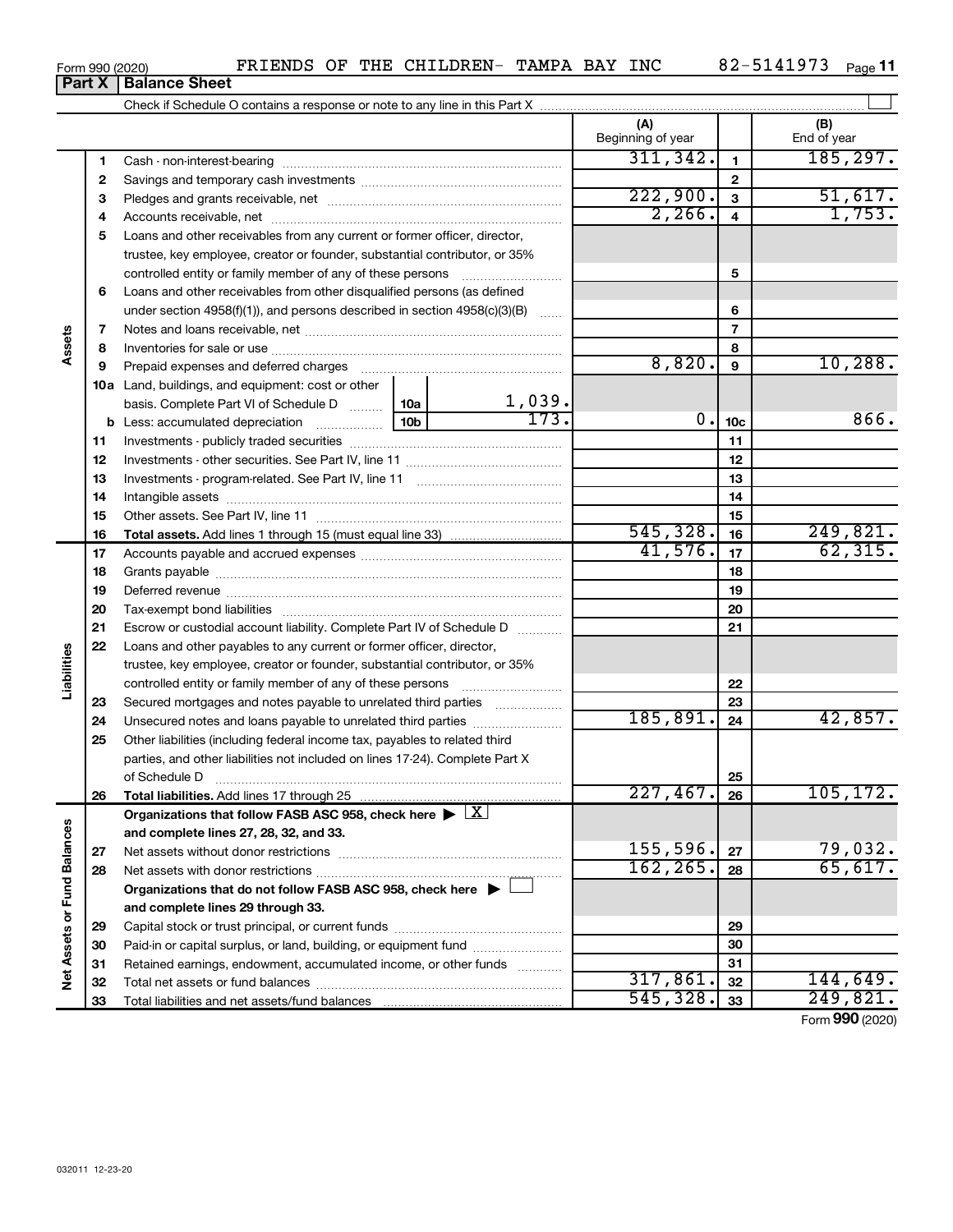Form 990 (2020) FRIENDS OF THE CHILDREN- TAMPA BAY INC 82-5141973 Page 11

**Part X Balance Sheet**

Check if Schedule O contains a response or note to any line in this Part X

| | | | | (A) Beginning of year | | (B) End of year |
|---|---|---|---|---|---|---|
| **Assets** | 1 | Cash - non-interest-bearing | | 311,342. | 1 | 185,297. |
| | 2 | Savings and temporary cash investments | | | 2 | |
| | 3 | Pledges and grants receivable, net | | 222,900. | 3 | 51,617. |
| | 4 | Accounts receivable, net | | 2,266. | 4 | 1,753. |
| | 5 | Loans and other receivables from any current or former officer, director, trustee, key employee, creator or founder, substantial contributor, or 35% controlled entity or family member of any of these persons | | | 5 | |
| | 6 | Loans and other receivables from other disqualified persons (as defined under section 4958(f)(1)), and persons described in section 4958(c)(3)(B) | | | 6 | |
| | 7 | Notes and loans receivable, net | | | 7 | |
| | 8 | Inventories for sale or use | | | 8 | |
| | 9 | Prepaid expenses and deferred charges | | 8,820. | 9 | 10,288. |
| | 10a | Land, buildings, and equipment: cost or other basis. Complete Part VI of Schedule D | 10a 1,039. | | | |
| | b | Less: accumulated depreciation | 10b 173. | 0. | 10c | 866. |
| | 11 | Investments - publicly traded securities | | | 11 | |
| | 12 | Investments - other securities. See Part IV, line 11 | | | 12 | |
| | 13 | Investments - program-related. See Part IV, line 11 | | | 13 | |
| | 14 | Intangible assets | | | 14 | |
| | 15 | Other assets. See Part IV, line 11 | | | 15 | |
| | 16 | **Total assets.** Add lines 1 through 15 (must equal line 33) | | 545,328. | 16 | 249,821. |
| **Liabilities** | 17 | Accounts payable and accrued expenses | | 41,576. | 17 | 62,315. |
| | 18 | Grants payable | | | 18 | |
| | 19 | Deferred revenue | | | 19 | |
| | 20 | Tax-exempt bond liabilities | | | 20 | |
| | 21 | Escrow or custodial account liability. Complete Part IV of Schedule D | | | 21 | |
| | 22 | Loans and other payables to any current or former officer, director, trustee, key employee, creator or founder, substantial contributor, or 35% controlled entity or family member of any of these persons | | | 22 | |
| | 23 | Secured mortgages and notes payable to unrelated third parties | | | 23 | |
| | 24 | Unsecured notes and loans payable to unrelated third parties | | 185,891. | 24 | 42,857. |
| | 25 | Other liabilities (including federal income tax, payables to related third parties, and other liabilities not included on lines 17-24). Complete Part X of Schedule D | | | 25 | |
| | 26 | **Total liabilities.** Add lines 17 through 25 | | 227,467. | 26 | 105,172. |
| **Net Assets or Fund Balances** | | **Organizations that follow FASB ASC 958, check here** ▶ [X] **and complete lines 27, 28, 32, and 33.** | | | | |
| | 27 | Net assets without donor restrictions | | 155,596. | 27 | 79,032. |
| | 28 | Net assets with donor restrictions | | 162,265. | 28 | 65,617. |
| | | **Organizations that do not follow FASB ASC 958, check here** ▶ [ ] **and complete lines 29 through 33.** | | | | |
| | 29 | Capital stock or trust principal, or current funds | | | 29 | |
| | 30 | Paid-in or capital surplus, or land, building, or equipment fund | | | 30 | |
| | 31 | Retained earnings, endowment, accumulated income, or other funds | | | 31 | |
| | 32 | Total net assets or fund balances | | 317,861. | 32 | 144,649. |
| | 33 | Total liabilities and net assets/fund balances | | 545,328. | 33 | 249,821. |

Form **990** (2020)

032011 12-23-20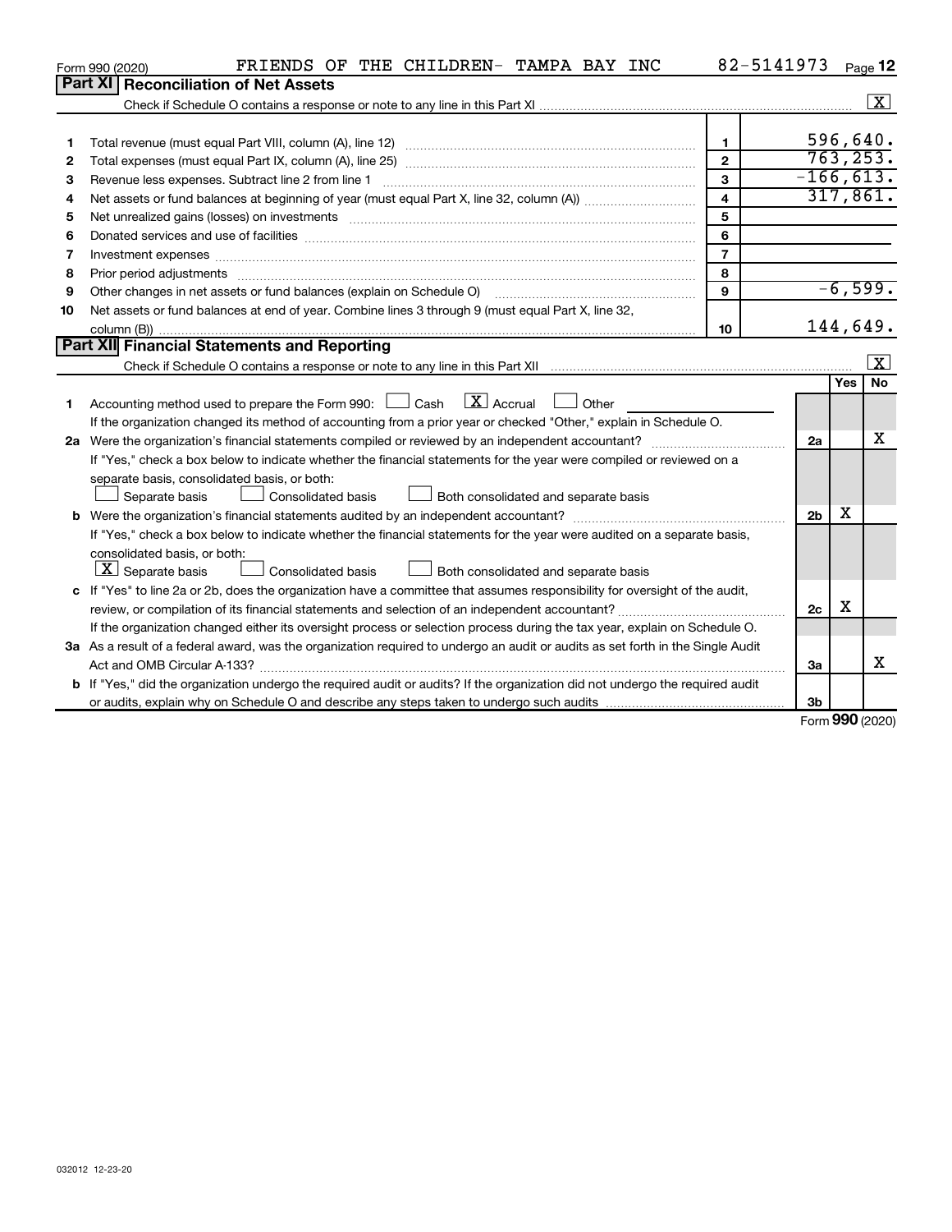Form 990 (2020) FRIENDS OF THE CHILDREN- TAMPA BAY INC 82-5141973 Page 12

## Part XI Reconciliation of Net Assets

Check if Schedule O contains a response or note to any line in this Part XI .......... [X]

| | | | |
|---|---|---|---|
| 1 | Total revenue (must equal Part VIII, column (A), line 12) | 1 | 596,640. |
| 2 | Total expenses (must equal Part IX, column (A), line 25) | 2 | 763,253. |
| 3 | Revenue less expenses. Subtract line 2 from line 1 | 3 | -166,613. |
| 4 | Net assets or fund balances at beginning of year (must equal Part X, line 32, column (A)) | 4 | 317,861. |
| 5 | Net unrealized gains (losses) on investments | 5 | |
| 6 | Donated services and use of facilities | 6 | |
| 7 | Investment expenses | 7 | |
| 8 | Prior period adjustments | 8 | |
| 9 | Other changes in net assets or fund balances (explain on Schedule O) | 9 | -6,599. |
| 10 | Net assets or fund balances at end of year. Combine lines 3 through 9 (must equal Part X, line 32, column (B)) | 10 | 144,649. |

## Part XII Financial Statements and Reporting

Check if Schedule O contains a response or note to any line in this Part XII .......... [X]

| | | | Yes | No |
|---|---|---|---|---|
| 1 | Accounting method used to prepare the Form 990: [ ] Cash [X] Accrual [ ] Other<br>If the organization changed its method of accounting from a prior year or checked "Other," explain in Schedule O. | | | |
| 2a | Were the organization's financial statements compiled or reviewed by an independent accountant?<br>If "Yes," check a box below to indicate whether the financial statements for the year were compiled or reviewed on a separate basis, consolidated basis, or both:<br>[ ] Separate basis [ ] Consolidated basis [ ] Both consolidated and separate basis | 2a | | X |
| b | Were the organization's financial statements audited by an independent accountant?<br>If "Yes," check a box below to indicate whether the financial statements for the year were audited on a separate basis, consolidated basis, or both:<br>[X] Separate basis [ ] Consolidated basis [ ] Both consolidated and separate basis | 2b | X | |
| c | If "Yes" to line 2a or 2b, does the organization have a committee that assumes responsibility for oversight of the audit, review, or compilation of its financial statements and selection of an independent accountant?<br>If the organization changed either its oversight process or selection process during the tax year, explain on Schedule O. | 2c | X | |
| 3a | As a result of a federal award, was the organization required to undergo an audit or audits as set forth in the Single Audit Act and OMB Circular A-133? | 3a | | X |
| b | If "Yes," did the organization undergo the required audit or audits? If the organization did not undergo the required audit or audits, explain why on Schedule O and describe any steps taken to undergo such audits | 3b | | |

Form 990 (2020)

032012 12-23-20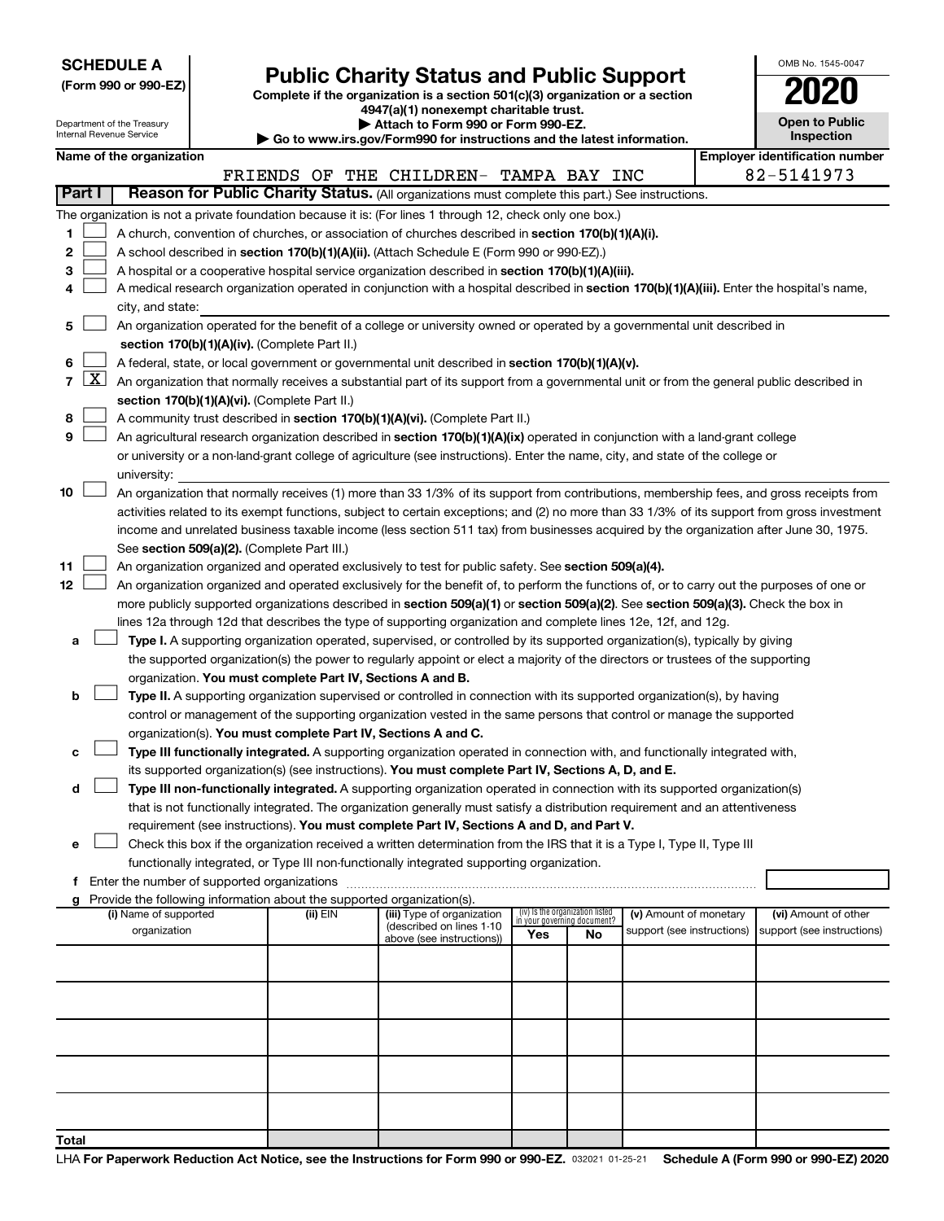**SCHEDULE A**
**(Form 990 or 990-EZ)**

Department of the Treasury
Internal Revenue Service

# Public Charity Status and Public Support

**Complete if the organization is a section 501(c)(3) organization or a section 4947(a)(1) nonexempt charitable trust.**
**▶ Attach to Form 990 or Form 990-EZ.**
**▶ Go to www.irs.gov/Form990 for instructions and the latest information.**

OMB No. 1545-0047

**2020**

**Open to Public Inspection**

**Name of the organization**
FRIENDS OF THE CHILDREN- TAMPA BAY INC

**Employer identification number**
82-5141973

**Part I** **Reason for Public Charity Status.** (All organizations must complete this part.) See instructions.

The organization is not a private foundation because it is: (For lines 1 through 12, check only one box.)

1 ☐ A church, convention of churches, or association of churches described in **section 170(b)(1)(A)(i).**

2 ☐ A school described in **section 170(b)(1)(A)(ii).** (Attach Schedule E (Form 990 or 990-EZ).)

3 ☐ A hospital or a cooperative hospital service organization described in **section 170(b)(1)(A)(iii).**

4 ☐ A medical research organization operated in conjunction with a hospital described in **section 170(b)(1)(A)(iii).** Enter the hospital's name, city, and state:

5 ☐ An organization operated for the benefit of a college or university owned or operated by a governmental unit described in **section 170(b)(1)(A)(iv).** (Complete Part II.)

6 ☐ A federal, state, or local government or governmental unit described in **section 170(b)(1)(A)(v).**

7 ☒ An organization that normally receives a substantial part of its support from a governmental unit or from the general public described in **section 170(b)(1)(A)(vi).** (Complete Part II.)

8 ☐ A community trust described in **section 170(b)(1)(A)(vi).** (Complete Part II.)

9 ☐ An agricultural research organization described in **section 170(b)(1)(A)(ix)** operated in conjunction with a land-grant college or university or a non-land-grant college of agriculture (see instructions). Enter the name, city, and state of the college or university:

10 ☐ An organization that normally receives (1) more than 33 1/3% of its support from contributions, membership fees, and gross receipts from activities related to its exempt functions, subject to certain exceptions; and (2) no more than 33 1/3% of its support from gross investment income and unrelated business taxable income (less section 511 tax) from businesses acquired by the organization after June 30, 1975. See **section 509(a)(2).** (Complete Part III.)

11 ☐ An organization organized and operated exclusively to test for public safety. See **section 509(a)(4).**

12 ☐ An organization organized and operated exclusively for the benefit of, to perform the functions of, or to carry out the purposes of one or more publicly supported organizations described in **section 509(a)(1)** or **section 509(a)(2)**. See **section 509(a)(3).** Check the box in lines 12a through 12d that describes the type of supporting organization and complete lines 12e, 12f, and 12g.

a ☐ **Type I.** A supporting organization operated, supervised, or controlled by its supported organization(s), typically by giving the supported organization(s) the power to regularly appoint or elect a majority of the directors or trustees of the supporting organization. **You must complete Part IV, Sections A and B.**

b ☐ **Type II.** A supporting organization supervised or controlled in connection with its supported organization(s), by having control or management of the supporting organization vested in the same persons that control or manage the supported organization(s). **You must complete Part IV, Sections A and C.**

c ☐ **Type III functionally integrated.** A supporting organization operated in connection with, and functionally integrated with, its supported organization(s) (see instructions). **You must complete Part IV, Sections A, D, and E.**

d ☐ **Type III non-functionally integrated.** A supporting organization operated in connection with its supported organization(s) that is not functionally integrated. The organization generally must satisfy a distribution requirement and an attentiveness requirement (see instructions). **You must complete Part IV, Sections A and D, and Part V.**

e ☐ Check this box if the organization received a written determination from the IRS that it is a Type I, Type II, Type III functionally integrated, or Type III non-functionally integrated supporting organization.

f Enter the number of supported organizations

g Provide the following information about the supported organization(s).

| (i) Name of supported organization | (ii) EIN | (iii) Type of organization (described on lines 1-10 above (see instructions)) | (iv) Is the organization listed in your governing document? Yes | No | (v) Amount of monetary support (see instructions) | (vi) Amount of other support (see instructions) |
|---|---|---|---|---|---|---|
| | | | | | | |
| | | | | | | |
| | | | | | | |
| | | | | | | |
| | | | | | | |
| **Total** | | | | | | |

LHA **For Paperwork Reduction Act Notice, see the Instructions for Form 990 or 990-EZ.** 032021 01-25-21 **Schedule A (Form 990 or 990-EZ) 2020**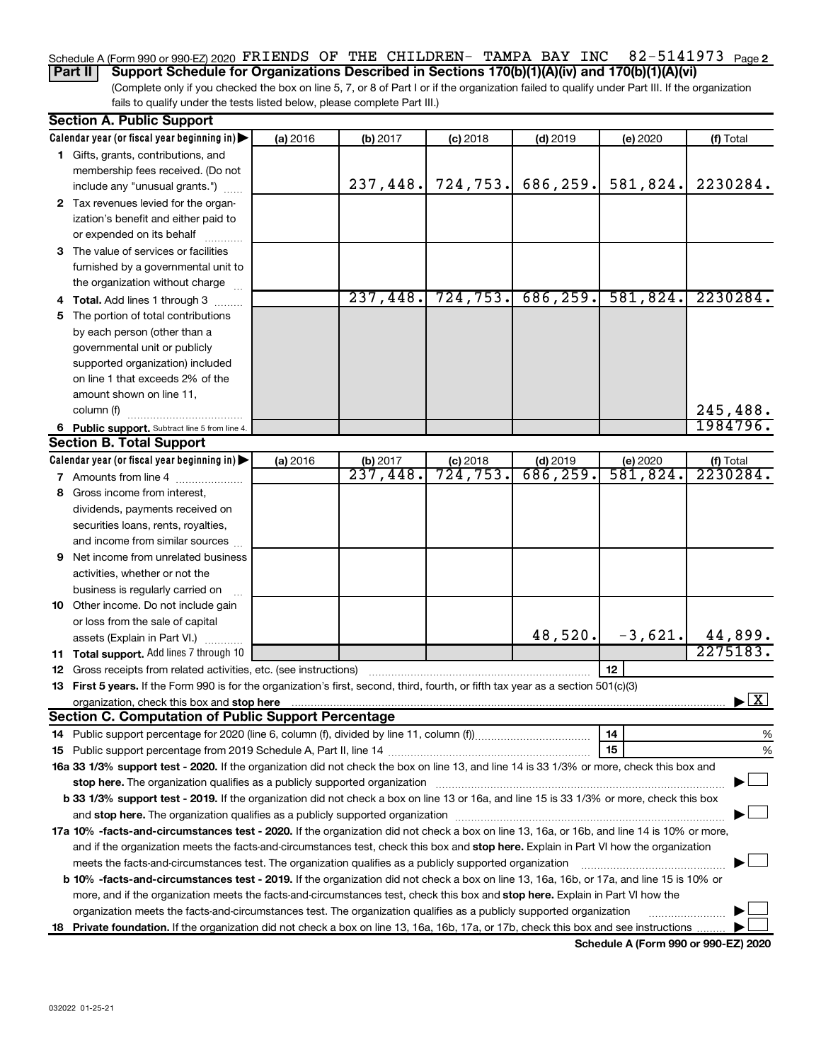Schedule A (Form 990 or 990-EZ) 2020 FRIENDS OF THE CHILDREN- TAMPA BAY INC 82-5141973 Page 2

**Part II Support Schedule for Organizations Described in Sections 170(b)(1)(A)(iv) and 170(b)(1)(A)(vi)**

(Complete only if you checked the box on line 5, 7, or 8 of Part I or if the organization failed to qualify under Part III. If the organization fails to qualify under the tests listed below, please complete Part III.)

**Section A. Public Support**

| Calendar year (or fiscal year beginning in) ▶ | (a) 2016 | (b) 2017 | (c) 2018 | (d) 2019 | (e) 2020 | (f) Total |
|---|---|---|---|---|---|---|
| 1 Gifts, grants, contributions, and membership fees received. (Do not include any "unusual grants.") | | 237,448. | 724,753. | 686,259. | 581,824. | 2230284. |
| 2 Tax revenues levied for the organization's benefit and either paid to or expended on its behalf | | | | | | |
| 3 The value of services or facilities furnished by a governmental unit to the organization without charge | | | | | | |
| 4 **Total.** Add lines 1 through 3 | | 237,448. | 724,753. | 686,259. | 581,824. | 2230284. |
| 5 The portion of total contributions by each person (other than a governmental unit or publicly supported organization) included on line 1 that exceeds 2% of the amount shown on line 11, column (f) | | | | | | 245,488. |
| 6 **Public support.** Subtract line 5 from line 4. | | | | | | 1984796. |

**Section B. Total Support**

| Calendar year (or fiscal year beginning in) ▶ | (a) 2016 | (b) 2017 | (c) 2018 | (d) 2019 | (e) 2020 | (f) Total |
|---|---|---|---|---|---|---|
| 7 Amounts from line 4 | | 237,448. | 724,753. | 686,259. | 581,824. | 2230284. |
| 8 Gross income from interest, dividends, payments received on securities loans, rents, royalties, and income from similar sources | | | | | | |
| 9 Net income from unrelated business activities, whether or not the business is regularly carried on | | | | | | |
| 10 Other income. Do not include gain or loss from the sale of capital assets (Explain in Part VI.) | | | | 48,520. | -3,621. | 44,899. |
| 11 **Total support.** Add lines 7 through 10 | | | | | | 2275183. |

12 Gross receipts from related activities, etc. (see instructions) | 12 |

13 **First 5 years.** If the Form 990 is for the organization's first, second, third, fourth, or fifth tax year as a section 501(c)(3) organization, check this box and **stop here** ▶ [X]

**Section C. Computation of Public Support Percentage**

14 Public support percentage for 2020 (line 6, column (f), divided by line 11, column (f)) | 14 | %

15 Public support percentage from 2019 Schedule A, Part II, line 14 | 15 | %

**16a 33 1/3% support test - 2020.** If the organization did not check the box on line 13, and line 14 is 33 1/3% or more, check this box and **stop here.** The organization qualifies as a publicly supported organization ▶ [ ]

**b 33 1/3% support test - 2019.** If the organization did not check a box on line 13 or 16a, and line 15 is 33 1/3% or more, check this box and **stop here.** The organization qualifies as a publicly supported organization ▶ [ ]

**17a 10% -facts-and-circumstances test - 2020.** If the organization did not check a box on line 13, 16a, or 16b, and line 14 is 10% or more, and if the organization meets the facts-and-circumstances test, check this box and **stop here.** Explain in Part VI how the organization meets the facts-and-circumstances test. The organization qualifies as a publicly supported organization ▶ [ ]

**b 10% -facts-and-circumstances test - 2019.** If the organization did not check a box on line 13, 16a, 16b, or 17a, and line 15 is 10% or more, and if the organization meets the facts-and-circumstances test, check this box and **stop here.** Explain in Part VI how the organization meets the facts-and-circumstances test. The organization qualifies as a publicly supported organization ▶ [ ]

**18 Private foundation.** If the organization did not check a box on line 13, 16a, 16b, 17a, or 17b, check this box and see instructions ▶ [ ]

**Schedule A (Form 990 or 990-EZ) 2020**

032022 01-25-21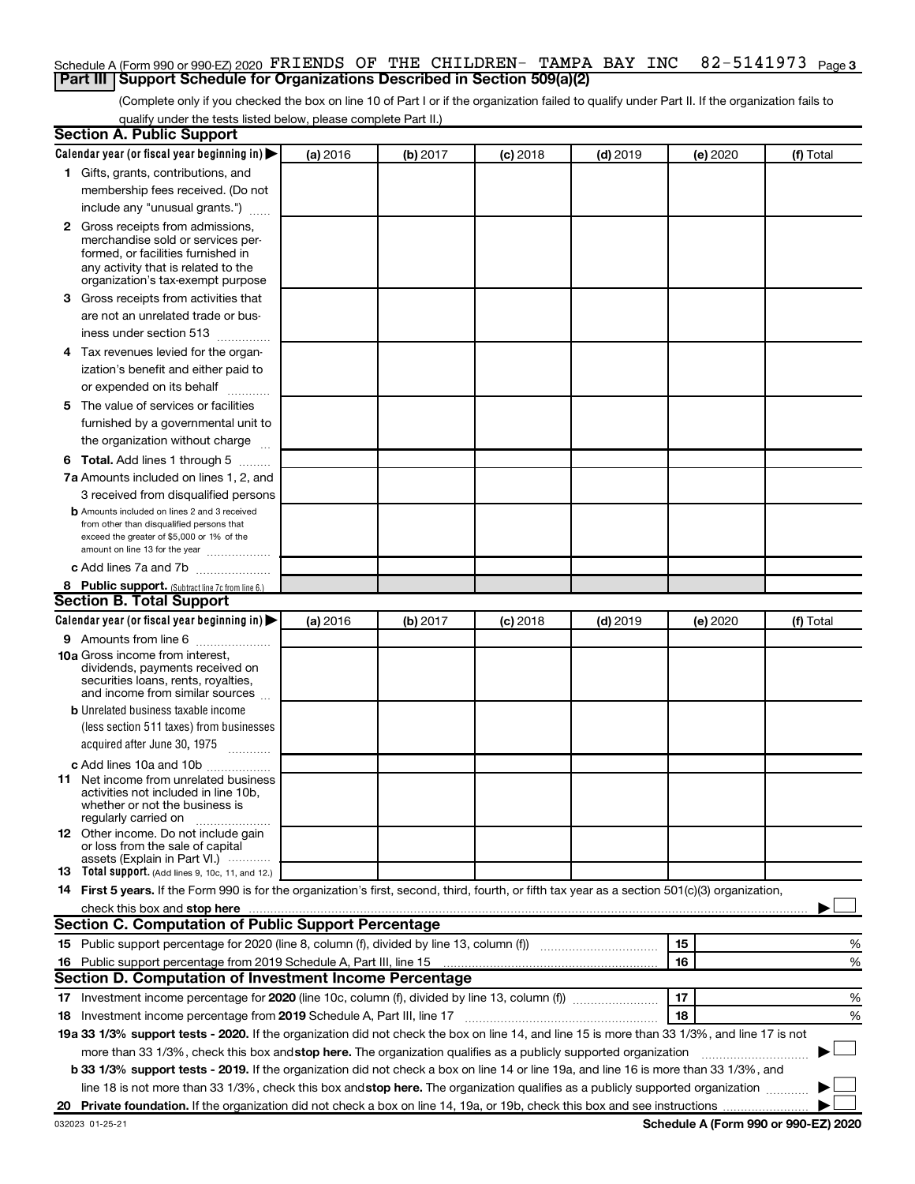Schedule A (Form 990 or 990-EZ) 2020 FRIENDS OF THE CHILDREN- TAMPA BAY INC 82-5141973 Page 3

## Part III Support Schedule for Organizations Described in Section 509(a)(2)

(Complete only if you checked the box on line 10 of Part I or if the organization failed to qualify under Part II. If the organization fails to qualify under the tests listed below, please complete Part II.)

### Section A. Public Support

| Calendar year (or fiscal year beginning in) ▶ | (a) 2016 | (b) 2017 | (c) 2018 | (d) 2019 | (e) 2020 | (f) Total |
|---|---|---|---|---|---|---|
| 1 Gifts, grants, contributions, and membership fees received. (Do not include any "unusual grants.") | | | | | | |
| 2 Gross receipts from admissions, merchandise sold or services performed, or facilities furnished in any activity that is related to the organization's tax-exempt purpose | | | | | | |
| 3 Gross receipts from activities that are not an unrelated trade or business under section 513 | | | | | | |
| 4 Tax revenues levied for the organization's benefit and either paid to or expended on its behalf | | | | | | |
| 5 The value of services or facilities furnished by a governmental unit to the organization without charge | | | | | | |
| 6 Total. Add lines 1 through 5 | | | | | | |
| 7a Amounts included on lines 1, 2, and 3 received from disqualified persons | | | | | | |
| b Amounts included on lines 2 and 3 received from other than disqualified persons that exceed the greater of $5,000 or 1% of the amount on line 13 for the year | | | | | | |
| c Add lines 7a and 7b | | | | | | |
| 8 Public support. (Subtract line 7c from line 6.) | | | | | | |

### Section B. Total Support

| Calendar year (or fiscal year beginning in) ▶ | (a) 2016 | (b) 2017 | (c) 2018 | (d) 2019 | (e) 2020 | (f) Total |
|---|---|---|---|---|---|---|
| 9 Amounts from line 6 | | | | | | |
| 10a Gross income from interest, dividends, payments received on securities loans, rents, royalties, and income from similar sources | | | | | | |
| b Unrelated business taxable income (less section 511 taxes) from businesses acquired after June 30, 1975 | | | | | | |
| c Add lines 10a and 10b | | | | | | |
| 11 Net income from unrelated business activities not included in line 10b, whether or not the business is regularly carried on | | | | | | |
| 12 Other income. Do not include gain or loss from the sale of capital assets (Explain in Part VI.) | | | | | | |
| 13 Total support. (Add lines 9, 10c, 11, and 12.) | | | | | | |

14 First 5 years. If the Form 990 is for the organization's first, second, third, fourth, or fifth tax year as a section 501(c)(3) organization, check this box and stop here ▶ ☐

### Section C. Computation of Public Support Percentage

| | | | |
|---|---|---|---|
| 15 Public support percentage for 2020 (line 8, column (f), divided by line 13, column (f)) | 15 | | % |
| 16 Public support percentage from 2019 Schedule A, Part III, line 15 | 16 | | % |

### Section D. Computation of Investment Income Percentage

| | | | |
|---|---|---|---|
| 17 Investment income percentage for 2020 (line 10c, column (f), divided by line 13, column (f)) | 17 | | % |
| 18 Investment income percentage from 2019 Schedule A, Part III, line 17 | 18 | | % |

19a 33 1/3% support tests - 2020. If the organization did not check the box on line 14, and line 15 is more than 33 1/3%, and line 17 is not more than 33 1/3%, check this box and stop here. The organization qualifies as a publicly supported organization ▶ ☐

b 33 1/3% support tests - 2019. If the organization did not check a box on line 14 or line 19a, and line 16 is more than 33 1/3%, and line 18 is not more than 33 1/3%, check this box and stop here. The organization qualifies as a publicly supported organization ▶ ☐

20 Private foundation. If the organization did not check a box on line 14, 19a, or 19b, check this box and see instructions ▶ ☐

032023 01-25-21

Schedule A (Form 990 or 990-EZ) 2020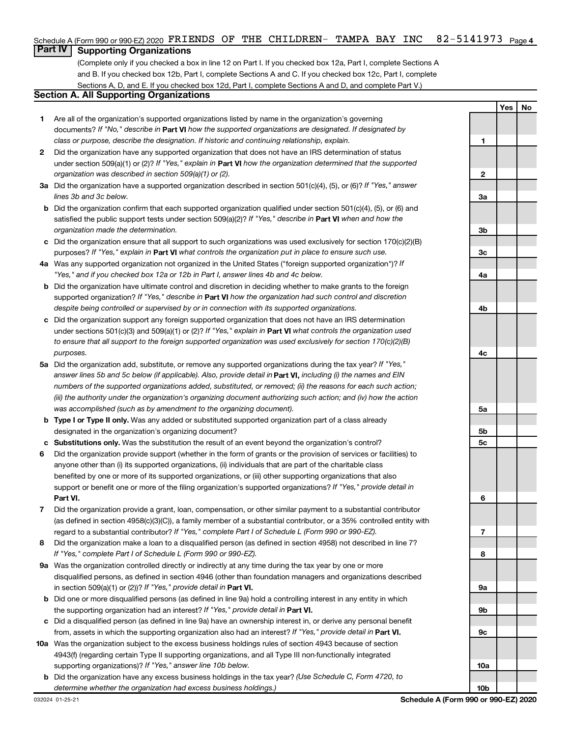Schedule A (Form 990 or 990-EZ) 2020 FRIENDS OF THE CHILDREN- TAMPA BAY INC 82-5141973 Page 4

## Part IV Supporting Organizations

(Complete only if you checked a box in line 12 on Part I. If you checked box 12a, Part I, complete Sections A and B. If you checked box 12b, Part I, complete Sections A and C. If you checked box 12c, Part I, complete Sections A, D, and E. If you checked box 12d, Part I, complete Sections A and D, and complete Part V.)

### Section A. All Supporting Organizations

| | | | Yes | No |
|---|---|---|---|---|
| **1** | Are all of the organization's supported organizations listed by name in the organization's governing documents? *If "No," describe in* **Part VI** *how the supported organizations are designated. If designated by class or purpose, describe the designation. If historic and continuing relationship, explain.* | 1 | | |
| **2** | Did the organization have any supported organization that does not have an IRS determination of status under section 509(a)(1) or (2)? *If "Yes," explain in* **Part VI** *how the organization determined that the supported organization was described in section 509(a)(1) or (2).* | 2 | | |
| **3a** | Did the organization have a supported organization described in section 501(c)(4), (5), or (6)? *If "Yes," answer lines 3b and 3c below.* | 3a | | |
| **b** | Did the organization confirm that each supported organization qualified under section 501(c)(4), (5), or (6) and satisfied the public support tests under section 509(a)(2)? *If "Yes," describe in* **Part VI** *when and how the organization made the determination.* | 3b | | |
| **c** | Did the organization ensure that all support to such organizations was used exclusively for section 170(c)(2)(B) purposes? *If "Yes," explain in* **Part VI** *what controls the organization put in place to ensure such use.* | 3c | | |
| **4a** | Was any supported organization not organized in the United States ("foreign supported organization")? *If "Yes," and if you checked box 12a or 12b in Part I, answer lines 4b and 4c below.* | 4a | | |
| **b** | Did the organization have ultimate control and discretion in deciding whether to make grants to the foreign supported organization? *If "Yes," describe in* **Part VI** *how the organization had such control and discretion despite being controlled or supervised by or in connection with its supported organizations.* | 4b | | |
| **c** | Did the organization support any foreign supported organization that does not have an IRS determination under sections 501(c)(3) and 509(a)(1) or (2)? *If "Yes," explain in* **Part VI** *what controls the organization used to ensure that all support to the foreign supported organization was used exclusively for section 170(c)(2)(B) purposes.* | 4c | | |
| **5a** | Did the organization add, substitute, or remove any supported organizations during the tax year? *If "Yes," answer lines 5b and 5c below (if applicable). Also, provide detail in* **Part VI,** *including (i) the names and EIN numbers of the supported organizations added, substituted, or removed; (ii) the reasons for each such action; (iii) the authority under the organization's organizing document authorizing such action; and (iv) how the action was accomplished (such as by amendment to the organizing document).* | 5a | | |
| **b** | **Type I or Type II only.** Was any added or substituted supported organization part of a class already designated in the organization's organizing document? | 5b | | |
| **c** | **Substitutions only.** Was the substitution the result of an event beyond the organization's control? | 5c | | |
| **6** | Did the organization provide support (whether in the form of grants or the provision of services or facilities) to anyone other than (i) its supported organizations, (ii) individuals that are part of the charitable class benefited by one or more of its supported organizations, or (iii) other supporting organizations that also support or benefit one or more of the filing organization's supported organizations? *If "Yes," provide detail in* **Part VI.** | 6 | | |
| **7** | Did the organization provide a grant, loan, compensation, or other similar payment to a substantial contributor (as defined in section 4958(c)(3)(C)), a family member of a substantial contributor, or a 35% controlled entity with regard to a substantial contributor? *If "Yes," complete Part I of Schedule L (Form 990 or 990-EZ).* | 7 | | |
| **8** | Did the organization make a loan to a disqualified person (as defined in section 4958) not described in line 7? *If "Yes," complete Part I of Schedule L (Form 990 or 990-EZ).* | 8 | | |
| **9a** | Was the organization controlled directly or indirectly at any time during the tax year by one or more disqualified persons, as defined in section 4946 (other than foundation managers and organizations described in section 509(a)(1) or (2))? *If "Yes," provide detail in* **Part VI.** | 9a | | |
| **b** | Did one or more disqualified persons (as defined in line 9a) hold a controlling interest in any entity in which the supporting organization had an interest? *If "Yes," provide detail in* **Part VI.** | 9b | | |
| **c** | Did a disqualified person (as defined in line 9a) have an ownership interest in, or derive any personal benefit from, assets in which the supporting organization also had an interest? *If "Yes," provide detail in* **Part VI.** | 9c | | |
| **10a** | Was the organization subject to the excess business holdings rules of section 4943 because of section 4943(f) (regarding certain Type II supporting organizations, and all Type III non-functionally integrated supporting organizations)? *If "Yes," answer line 10b below.* | 10a | | |
| **b** | Did the organization have any excess business holdings in the tax year? *(Use Schedule C, Form 4720, to determine whether the organization had excess business holdings.)* | 10b | | |

032024 01-25-21

**Schedule A (Form 990 or 990-EZ) 2020**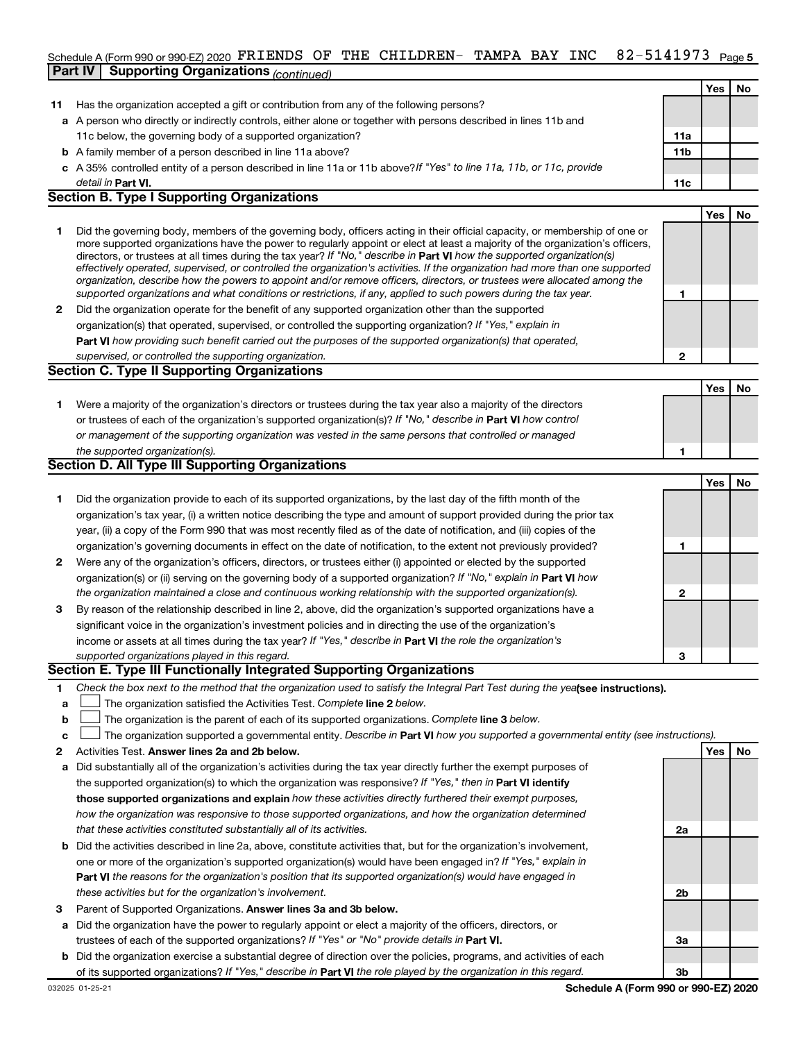Schedule A (Form 990 or 990-EZ) 2020 FRIENDS OF THE CHILDREN- TAMPA BAY INC 82-5141973 Page 5

**Part IV | Supporting Organizations** *(continued)*

| | | | Yes | No |
|---|---|---|---|---|
| **11** | Has the organization accepted a gift or contribution from any of the following persons? | | | |
| **a** | A person who directly or indirectly controls, either alone or together with persons described in lines 11b and 11c below, the governing body of a supported organization? | **11a** | | |
| **b** | A family member of a person described in line 11a above? | **11b** | | |
| **c** | A 35% controlled entity of a person described in line 11a or 11b above? *If "Yes" to line 11a, 11b, or 11c, provide detail in* **Part VI.** | **11c** | | |

**Section B. Type I Supporting Organizations**

| | | | Yes | No |
|---|---|---|---|---|
| **1** | Did the governing body, members of the governing body, officers acting in their official capacity, or membership of one or more supported organizations have the power to regularly appoint or elect at least a majority of the organization's officers, directors, or trustees at all times during the tax year? *If "No," describe in* **Part VI** *how the supported organization(s) effectively operated, supervised, or controlled the organization's activities. If the organization had more than one supported organization, describe how the powers to appoint and/or remove officers, directors, or trustees were allocated among the supported organizations and what conditions or restrictions, if any, applied to such powers during the tax year.* | **1** | | |
| **2** | Did the organization operate for the benefit of any supported organization other than the supported organization(s) that operated, supervised, or controlled the supporting organization? *If "Yes," explain in* **Part VI** *how providing such benefit carried out the purposes of the supported organization(s) that operated, supervised, or controlled the supporting organization.* | **2** | | |

**Section C. Type II Supporting Organizations**

| | | | Yes | No |
|---|---|---|---|---|
| **1** | Were a majority of the organization's directors or trustees during the tax year also a majority of the directors or trustees of each of the organization's supported organization(s)? *If "No," describe in* **Part VI** *how control or management of the supporting organization was vested in the same persons that controlled or managed the supported organization(s).* | **1** | | |

**Section D. All Type III Supporting Organizations**

| | | | Yes | No |
|---|---|---|---|---|
| **1** | Did the organization provide to each of its supported organizations, by the last day of the fifth month of the organization's tax year, (i) a written notice describing the type and amount of support provided during the prior tax year, (ii) a copy of the Form 990 that was most recently filed as of the date of notification, and (iii) copies of the organization's governing documents in effect on the date of notification, to the extent not previously provided? | **1** | | |
| **2** | Were any of the organization's officers, directors, or trustees either (i) appointed or elected by the supported organization(s) or (ii) serving on the governing body of a supported organization? *If "No," explain in* **Part VI** *how the organization maintained a close and continuous working relationship with the supported organization(s).* | **2** | | |
| **3** | By reason of the relationship described in line 2, above, did the organization's supported organizations have a significant voice in the organization's investment policies and in directing the use of the organization's income or assets at all times during the tax year? *If "Yes," describe in* **Part VI** *the role the organization's supported organizations played in this regard.* | **3** | | |

**Section E. Type III Functionally Integrated Supporting Organizations**

**1** *Check the box next to the method that the organization used to satisfy the Integral Part Test during the year* **(see instructions).**

- **a** ☐ The organization satisfied the Activities Test. *Complete* **line 2** *below.*
- **b** ☐ The organization is the parent of each of its supported organizations. *Complete* **line 3** *below.*
- **c** ☐ The organization supported a governmental entity. *Describe in* **Part VI** *how you supported a governmental entity (see instructions).*

| | | | Yes | No |
|---|---|---|---|---|
| **2** | Activities Test. **Answer lines 2a and 2b below.** | | | |
| **a** | Did substantially all of the organization's activities during the tax year directly further the exempt purposes of the supported organization(s) to which the organization was responsive? *If "Yes," then in* **Part VI identify those supported organizations and explain** *how these activities directly furthered their exempt purposes, how the organization was responsive to those supported organizations, and how the organization determined that these activities constituted substantially all of its activities.* | **2a** | | |
| **b** | Did the activities described in line 2a, above, constitute activities that, but for the organization's involvement, one or more of the organization's supported organization(s) would have been engaged in? *If "Yes," explain in* **Part VI** *the reasons for the organization's position that its supported organization(s) would have engaged in these activities but for the organization's involvement.* | **2b** | | |
| **3** | Parent of Supported Organizations. **Answer lines 3a and 3b below.** | | | |
| **a** | Did the organization have the power to regularly appoint or elect a majority of the officers, directors, or trustees of each of the supported organizations? *If "Yes" or "No" provide details in* **Part VI.** | **3a** | | |
| **b** | Did the organization exercise a substantial degree of direction over the policies, programs, and activities of each of its supported organizations? *If "Yes," describe in* **Part VI** *the role played by the organization in this regard.* | **3b** | | |

032025 01-25-21 **Schedule A (Form 990 or 990-EZ) 2020**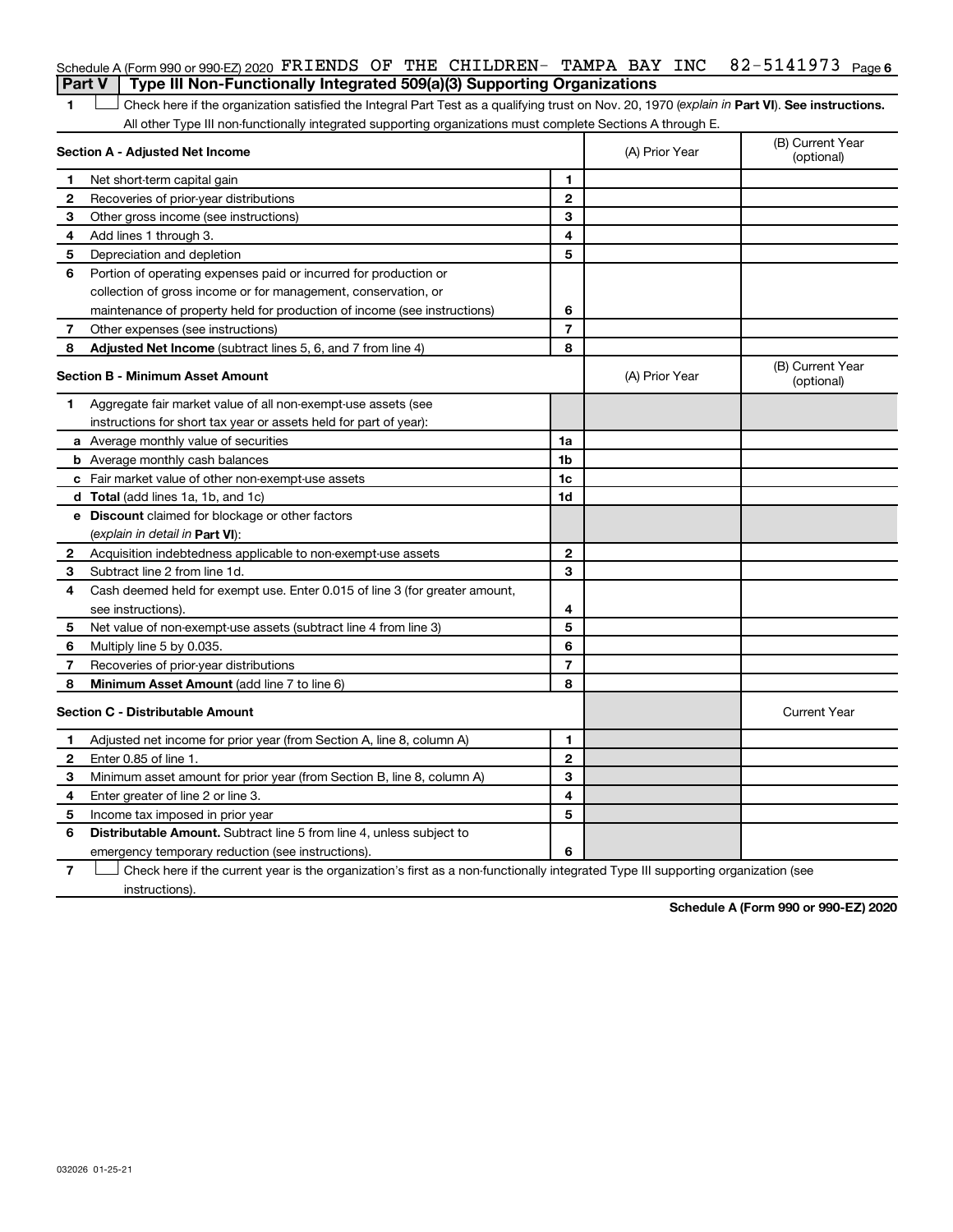Schedule A (Form 990 or 990-EZ) 2020 FRIENDS OF THE CHILDREN- TAMPA BAY INC 82-5141973 Page 6

## Part V Type III Non-Functionally Integrated 509(a)(3) Supporting Organizations

1 ☐ Check here if the organization satisfied the Integral Part Test as a qualifying trust on Nov. 20, 1970 (*explain in* **Part VI**). **See instructions.** All other Type III non-functionally integrated supporting organizations must complete Sections A through E.

| **Section A - Adjusted Net Income** | | | (A) Prior Year | (B) Current Year (optional) |
|---|---|---|---|---|
| 1 | Net short-term capital gain | 1 | | |
| 2 | Recoveries of prior-year distributions | 2 | | |
| 3 | Other gross income (see instructions) | 3 | | |
| 4 | Add lines 1 through 3. | 4 | | |
| 5 | Depreciation and depletion | 5 | | |
| 6 | Portion of operating expenses paid or incurred for production or collection of gross income or for management, conservation, or maintenance of property held for production of income (see instructions) | 6 | | |
| 7 | Other expenses (see instructions) | 7 | | |
| 8 | **Adjusted Net Income** (subtract lines 5, 6, and 7 from line 4) | 8 | | |

| **Section B - Minimum Asset Amount** | | | (A) Prior Year | (B) Current Year (optional) |
|---|---|---|---|---|
| 1 | Aggregate fair market value of all non-exempt-use assets (see instructions for short tax year or assets held for part of year): | | | |
| a | Average monthly value of securities | 1a | | |
| b | Average monthly cash balances | 1b | | |
| c | Fair market value of other non-exempt-use assets | 1c | | |
| d | **Total** (add lines 1a, 1b, and 1c) | 1d | | |
| e | **Discount** claimed for blockage or other factors (*explain in detail in* **Part VI**): | | | |
| 2 | Acquisition indebtedness applicable to non-exempt-use assets | 2 | | |
| 3 | Subtract line 2 from line 1d. | 3 | | |
| 4 | Cash deemed held for exempt use. Enter 0.015 of line 3 (for greater amount, see instructions). | 4 | | |
| 5 | Net value of non-exempt-use assets (subtract line 4 from line 3) | 5 | | |
| 6 | Multiply line 5 by 0.035. | 6 | | |
| 7 | Recoveries of prior-year distributions | 7 | | |
| 8 | **Minimum Asset Amount** (add line 7 to line 6) | 8 | | |

| **Section C - Distributable Amount** | | | | Current Year |
|---|---|---|---|---|
| 1 | Adjusted net income for prior year (from Section A, line 8, column A) | 1 | | |
| 2 | Enter 0.85 of line 1. | 2 | | |
| 3 | Minimum asset amount for prior year (from Section B, line 8, column A) | 3 | | |
| 4 | Enter greater of line 2 or line 3. | 4 | | |
| 5 | Income tax imposed in prior year | 5 | | |
| 6 | **Distributable Amount.** Subtract line 5 from line 4, unless subject to emergency temporary reduction (see instructions). | 6 | | |

7 ☐ Check here if the current year is the organization's first as a non-functionally integrated Type III supporting organization (see instructions).

**Schedule A (Form 990 or 990-EZ) 2020**

032026 01-25-21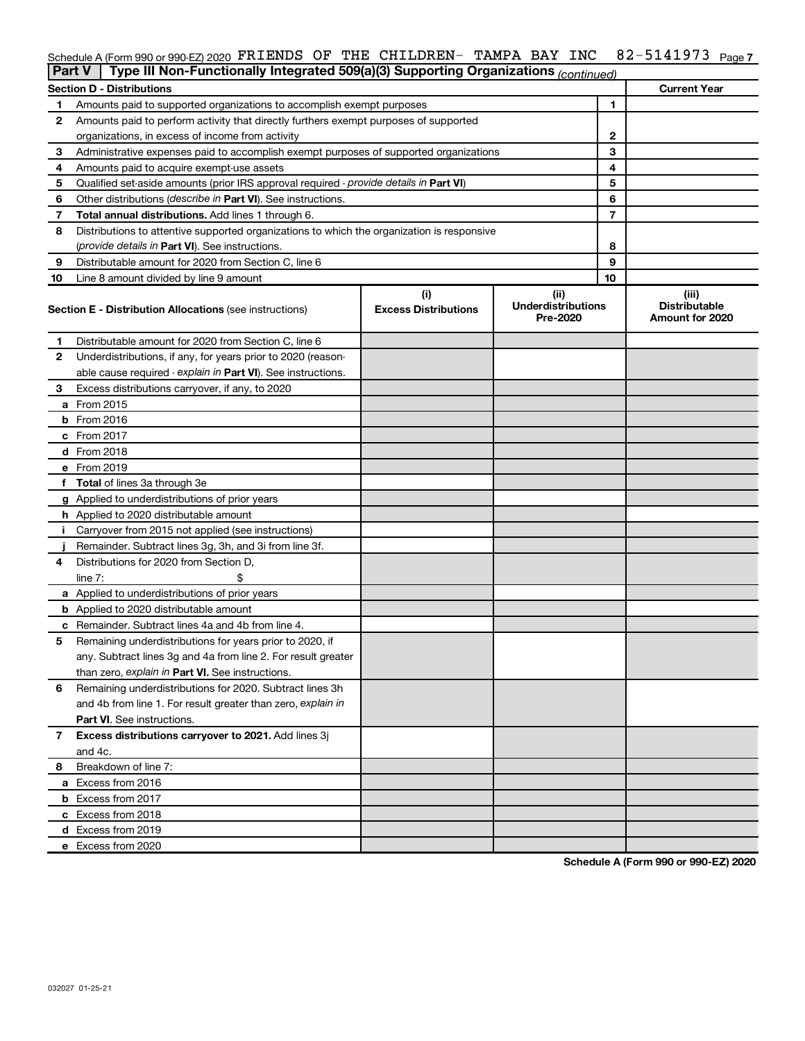Schedule A (Form 990 or 990-EZ) 2020 FRIENDS OF THE CHILDREN- TAMPA BAY INC 82-5141973 Page 7

**Part V | Type III Non-Functionally Integrated 509(a)(3) Supporting Organizations** *(continued)*

| **Section D - Distributions** | | **Current Year** |
|---|---|---|
| **1** Amounts paid to supported organizations to accomplish exempt purposes | 1 | |
| **2** Amounts paid to perform activity that directly furthers exempt purposes of supported organizations, in excess of income from activity | 2 | |
| **3** Administrative expenses paid to accomplish exempt purposes of supported organizations | 3 | |
| **4** Amounts paid to acquire exempt-use assets | 4 | |
| **5** Qualified set-aside amounts (prior IRS approval required - *provide details in* **Part VI**) | 5 | |
| **6** Other distributions (*describe in* **Part VI**). See instructions. | 6 | |
| **7** **Total annual distributions.** Add lines 1 through 6. | 7 | |
| **8** Distributions to attentive supported organizations to which the organization is responsive (*provide details in* **Part VI**). See instructions. | 8 | |
| **9** Distributable amount for 2020 from Section C, line 6 | 9 | |
| **10** Line 8 amount divided by line 9 amount | 10 | |

| **Section E - Distribution Allocations** (see instructions) | (i) **Excess Distributions** | (ii) **Underdistributions Pre-2020** | (iii) **Distributable Amount for 2020** |
|---|---|---|---|
| **1** Distributable amount for 2020 from Section C, line 6 | | | |
| **2** Underdistributions, if any, for years prior to 2020 (reasonable cause required - *explain in* **Part VI**). See instructions. | | | |
| **3** Excess distributions carryover, if any, to 2020 | | | |
| **a** From 2015 | | | |
| **b** From 2016 | | | |
| **c** From 2017 | | | |
| **d** From 2018 | | | |
| **e** From 2019 | | | |
| **f** **Total** of lines 3a through 3e | | | |
| **g** Applied to underdistributions of prior years | | | |
| **h** Applied to 2020 distributable amount | | | |
| **i** Carryover from 2015 not applied (see instructions) | | | |
| **j** Remainder. Subtract lines 3g, 3h, and 3i from line 3f. | | | |
| **4** Distributions for 2020 from Section D, line 7: $ | | | |
| **a** Applied to underdistributions of prior years | | | |
| **b** Applied to 2020 distributable amount | | | |
| **c** Remainder. Subtract lines 4a and 4b from line 4. | | | |
| **5** Remaining underdistributions for years prior to 2020, if any. Subtract lines 3g and 4a from line 2. For result greater than zero, *explain in* **Part VI.** See instructions. | | | |
| **6** Remaining underdistributions for 2020. Subtract lines 3h and 4b from line 1. For result greater than zero, *explain in* **Part VI**. See instructions. | | | |
| **7** **Excess distributions carryover to 2021.** Add lines 3j and 4c. | | | |
| **8** Breakdown of line 7: | | | |
| **a** Excess from 2016 | | | |
| **b** Excess from 2017 | | | |
| **c** Excess from 2018 | | | |
| **d** Excess from 2019 | | | |
| **e** Excess from 2020 | | | |

**Schedule A (Form 990 or 990-EZ) 2020**

032027 01-25-21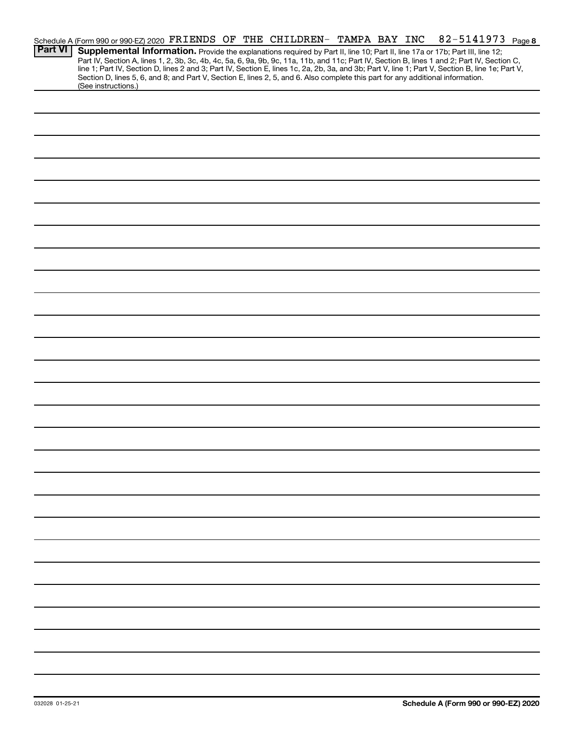Schedule A (Form 990 or 990-EZ) 2020 FRIENDS OF THE CHILDREN- TAMPA BAY INC 82-5141973 Page 8

**Part VI** **Supplemental Information.** Provide the explanations required by Part II, line 10; Part II, line 17a or 17b; Part III, line 12; Part IV, Section A, lines 1, 2, 3b, 3c, 4b, 4c, 5a, 6, 9a, 9b, 9c, 11a, 11b, and 11c; Part IV, Section B, lines 1 and 2; Part IV, Section C, line 1; Part IV, Section D, lines 2 and 3; Part IV, Section E, lines 1c, 2a, 2b, 3a, and 3b; Part V, line 1; Part V, Section B, line 1e; Part V, Section D, lines 5, 6, and 8; and Part V, Section E, lines 2, 5, and 6. Also complete this part for any additional information. (See instructions.)

032028 01-25-21

**Schedule A (Form 990 or 990-EZ) 2020**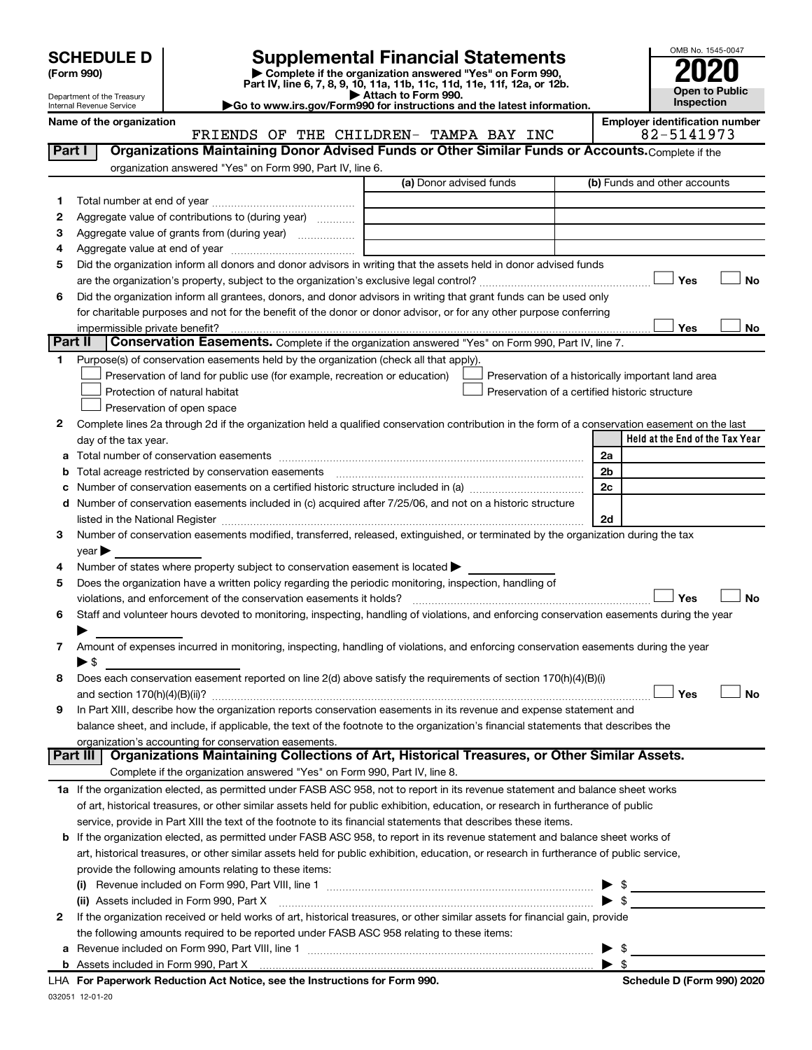# SCHEDULE D (Form 990)

Department of the Treasury
Internal Revenue Service

## Supplemental Financial Statements

▶ Complete if the organization answered "Yes" on Form 990, Part IV, line 6, 7, 8, 9, 10, 11a, 11b, 11c, 11d, 11e, 11f, 12a, or 12b.
▶ Attach to Form 990.
▶Go to www.irs.gov/Form990 for instructions and the latest information.

OMB No. 1545-0047
**2020**
**Open to Public Inspection**

**Name of the organization:** FRIENDS OF THE CHILDREN- TAMPA BAY INC
**Employer identification number:** 82-5141973

### Part I — Organizations Maintaining Donor Advised Funds or Other Similar Funds or Accounts. 
Complete if the organization answered "Yes" on Form 990, Part IV, line 6.

| | | (a) Donor advised funds | (b) Funds and other accounts |
|---|---|---|---|
| 1 | Total number at end of year | | |
| 2 | Aggregate value of contributions to (during year) | | |
| 3 | Aggregate value of grants from (during year) | | |
| 4 | Aggregate value at end of year | | |

5 Did the organization inform all donors and donor advisors in writing that the assets held in donor advised funds are the organization's property, subject to the organization's exclusive legal control? ☐ Yes ☐ No

6 Did the organization inform all grantees, donors, and donor advisors in writing that grant funds can be used only for charitable purposes and not for the benefit of the donor or donor advisor, or for any other purpose conferring impermissible private benefit? ☐ Yes ☐ No

### Part II — Conservation Easements. 
Complete if the organization answered "Yes" on Form 990, Part IV, line 7.

1 Purpose(s) of conservation easements held by the organization (check all that apply).
- ☐ Preservation of land for public use (for example, recreation or education)
- ☐ Protection of natural habitat
- ☐ Preservation of open space
- ☐ Preservation of a historically important land area
- ☐ Preservation of a certified historic structure

2 Complete lines 2a through 2d if the organization held a qualified conservation contribution in the form of a conservation easement on the last day of the tax year.

| | | | Held at the End of the Tax Year |
|---|---|---|---|
| a | Total number of conservation easements | 2a | |
| b | Total acreage restricted by conservation easements | 2b | |
| c | Number of conservation easements on a certified historic structure included in (a) | 2c | |
| d | Number of conservation easements included in (c) acquired after 7/25/06, and not on a historic structure listed in the National Register | 2d | |

3 Number of conservation easements modified, transferred, released, extinguished, or terminated by the organization during the tax year ▶

4 Number of states where property subject to conservation easement is located ▶

5 Does the organization have a written policy regarding the periodic monitoring, inspection, handling of violations, and enforcement of the conservation easements it holds? ☐ Yes ☐ No

6 Staff and volunteer hours devoted to monitoring, inspecting, handling of violations, and enforcing conservation easements during the year ▶

7 Amount of expenses incurred in monitoring, inspecting, handling of violations, and enforcing conservation easements during the year ▶ $

8 Does each conservation easement reported on line 2(d) above satisfy the requirements of section 170(h)(4)(B)(i) and section 170(h)(4)(B)(ii)? ☐ Yes ☐ No

9 In Part XIII, describe how the organization reports conservation easements in its revenue and expense statement and balance sheet, and include, if applicable, the text of the footnote to the organization's financial statements that describes the organization's accounting for conservation easements.

### Part III — Organizations Maintaining Collections of Art, Historical Treasures, or Other Similar Assets.
Complete if the organization answered "Yes" on Form 990, Part IV, line 8.

1a If the organization elected, as permitted under FASB ASC 958, not to report in its revenue statement and balance sheet works of art, historical treasures, or other similar assets held for public exhibition, education, or research in furtherance of public service, provide in Part XIII the text of the footnote to its financial statements that describes these items.

b If the organization elected, as permitted under FASB ASC 958, to report in its revenue statement and balance sheet works of art, historical treasures, or other similar assets held for public exhibition, education, or research in furtherance of public service, provide the following amounts relating to these items:

(i) Revenue included on Form 990, Part VIII, line 1 ▶ $

(ii) Assets included in Form 990, Part X ▶ $

2 If the organization received or held works of art, historical treasures, or other similar assets for financial gain, provide the following amounts required to be reported under FASB ASC 958 relating to these items:

a Revenue included on Form 990, Part VIII, line 1 ▶ $

b Assets included in Form 990, Part X ▶ $

LHA For Paperwork Reduction Act Notice, see the Instructions for Form 990. Schedule D (Form 990) 2020

032051 12-01-20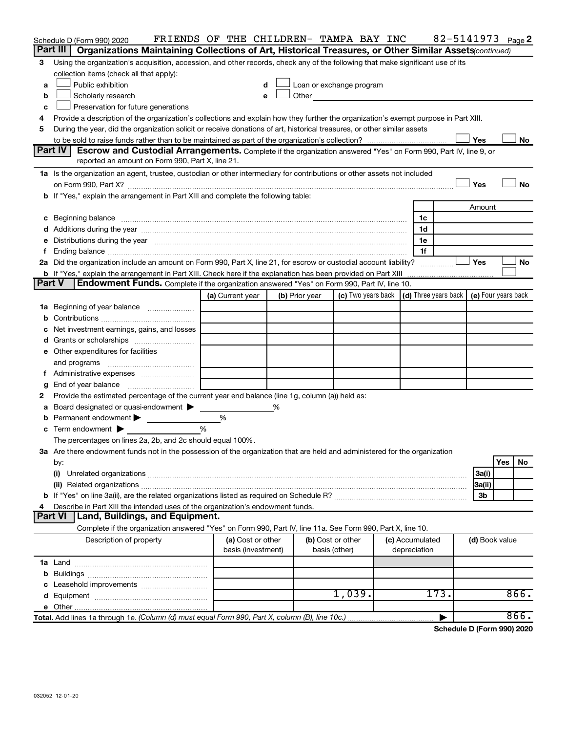Schedule D (Form 990) 2020 FRIENDS OF THE CHILDREN- TAMPA BAY INC 82-5141973 Page 2

## Part III Organizations Maintaining Collections of Art, Historical Treasures, or Other Similar Assets *(continued)*

3 Using the organization's acquisition, accession, and other records, check any of the following that make significant use of its collection items (check all that apply):

- a ☐ Public exhibition
- b ☐ Scholarly research
- c ☐ Preservation for future generations
- d ☐ Loan or exchange program
- e ☐ Other

4 Provide a description of the organization's collections and explain how they further the organization's exempt purpose in Part XIII.

5 During the year, did the organization solicit or receive donations of art, historical treasures, or other similar assets to be sold to raise funds rather than to be maintained as part of the organization's collection? ☐ Yes ☐ No

## Part IV Escrow and Custodial Arrangements.

Complete if the organization answered "Yes" on Form 990, Part IV, line 9, or reported an amount on Form 990, Part X, line 21.

1a Is the organization an agent, trustee, custodian or other intermediary for contributions or other assets not included on Form 990, Part X? ☐ Yes ☐ No

b If "Yes," explain the arrangement in Part XIII and complete the following table:

| | | Amount |
|---|---|---|
| c Beginning balance | 1c | |
| d Additions during the year | 1d | |
| e Distributions during the year | 1e | |
| f Ending balance | 1f | |

2a Did the organization include an amount on Form 990, Part X, line 21, for escrow or custodial account liability? ☐ Yes ☐ No

b If "Yes," explain the arrangement in Part XIII. Check here if the explanation has been provided on Part XIII ☐

## Part V Endowment Funds.

Complete if the organization answered "Yes" on Form 990, Part IV, line 10.

| | (a) Current year | (b) Prior year | (c) Two years back | (d) Three years back | (e) Four years back |
|---|---|---|---|---|---|
| 1a Beginning of year balance | | | | | |
| b Contributions | | | | | |
| c Net investment earnings, gains, and losses | | | | | |
| d Grants or scholarships | | | | | |
| e Other expenditures for facilities and programs | | | | | |
| f Administrative expenses | | | | | |
| g End of year balance | | | | | |

2 Provide the estimated percentage of the current year end balance (line 1g, column (a)) held as:

- a Board designated or quasi-endowment ▶ %
- b Permanent endowment ▶ %
- c Term endowment ▶ %

The percentages on lines 2a, 2b, and 2c should equal 100%.

3a Are there endowment funds not in the possession of the organization that are held and administered for the organization by:

| | | Yes | No |
|---|---|---|---|
| (i) Unrelated organizations | 3a(i) | | |
| (ii) Related organizations | 3a(ii) | | |
| b If "Yes" on line 3a(ii), are the related organizations listed as required on Schedule R? | 3b | | |

4 Describe in Part XIII the intended uses of the organization's endowment funds.

## Part VI Land, Buildings, and Equipment.

Complete if the organization answered "Yes" on Form 990, Part IV, line 11a. See Form 990, Part X, line 10.

| Description of property | (a) Cost or other basis (investment) | (b) Cost or other basis (other) | (c) Accumulated depreciation | (d) Book value |
|---|---|---|---|---|
| 1a Land | | | | |
| b Buildings | | | | |
| c Leasehold improvements | | | | |
| d Equipment | | 1,039. | 173. | 866. |
| e Other | | | | |
| **Total.** Add lines 1a through 1e. *(Column (d) must equal Form 990, Part X, column (B), line 10c.)* | | | ▶ | 866. |

**Schedule D (Form 990) 2020**

032052 12-01-20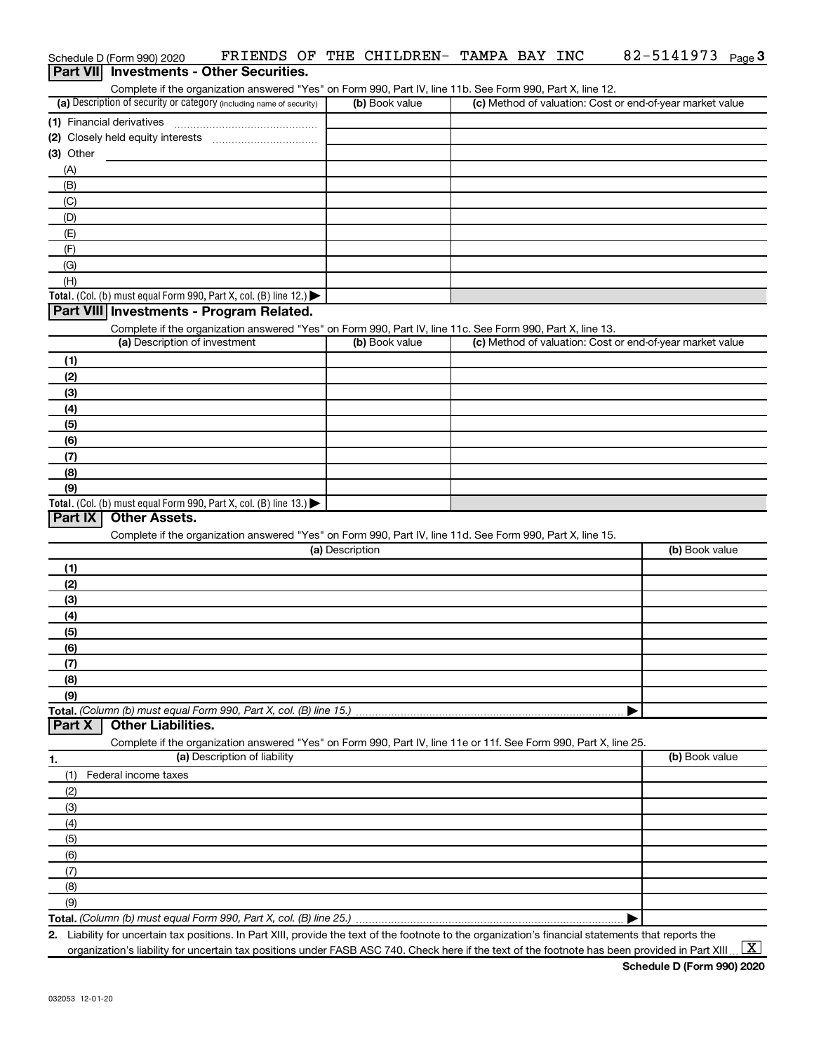Schedule D (Form 990) 2020 FRIENDS OF THE CHILDREN- TAMPA BAY INC 82-5141973 Page 3

## Part VII Investments - Other Securities.

Complete if the organization answered "Yes" on Form 990, Part IV, line 11b. See Form 990, Part X, line 12.

| (a) Description of security or category (including name of security) | (b) Book value | (c) Method of valuation: Cost or end-of-year market value |
|---|---|---|
| (1) Financial derivatives | | |
| (2) Closely held equity interests | | |
| (3) Other | | |
| (A) | | |
| (B) | | |
| (C) | | |
| (D) | | |
| (E) | | |
| (F) | | |
| (G) | | |
| (H) | | |
| **Total.** (Col. (b) must equal Form 990, Part X, col. (B) line 12.) ▶ | | |

## Part VIII Investments - Program Related.

Complete if the organization answered "Yes" on Form 990, Part IV, line 11c. See Form 990, Part X, line 13.

| (a) Description of investment | (b) Book value | (c) Method of valuation: Cost or end-of-year market value |
|---|---|---|
| (1) | | |
| (2) | | |
| (3) | | |
| (4) | | |
| (5) | | |
| (6) | | |
| (7) | | |
| (8) | | |
| (9) | | |
| **Total.** (Col. (b) must equal Form 990, Part X, col. (B) line 13.) ▶ | | |

## Part IX Other Assets.

Complete if the organization answered "Yes" on Form 990, Part IV, line 11d. See Form 990, Part X, line 15.

| (a) Description | (b) Book value |
|---|---|
| (1) | |
| (2) | |
| (3) | |
| (4) | |
| (5) | |
| (6) | |
| (7) | |
| (8) | |
| (9) | |
| **Total.** *(Column (b) must equal Form 990, Part X, col. (B) line 15.)* ▶ | |

## Part X Other Liabilities.

Complete if the organization answered "Yes" on Form 990, Part IV, line 11e or 11f. See Form 990, Part X, line 25.

| 1. (a) Description of liability | (b) Book value |
|---|---|
| (1) Federal income taxes | |
| (2) | |
| (3) | |
| (4) | |
| (5) | |
| (6) | |
| (7) | |
| (8) | |
| (9) | |
| **Total.** *(Column (b) must equal Form 990, Part X, col. (B) line 25.)* ▶ | |

2. Liability for uncertain tax positions. In Part XIII, provide the text of the footnote to the organization's financial statements that reports the organization's liability for uncertain tax positions under FASB ASC 740. Check here if the text of the footnote has been provided in Part XIII ... [X]

**Schedule D (Form 990) 2020**

032053 12-01-20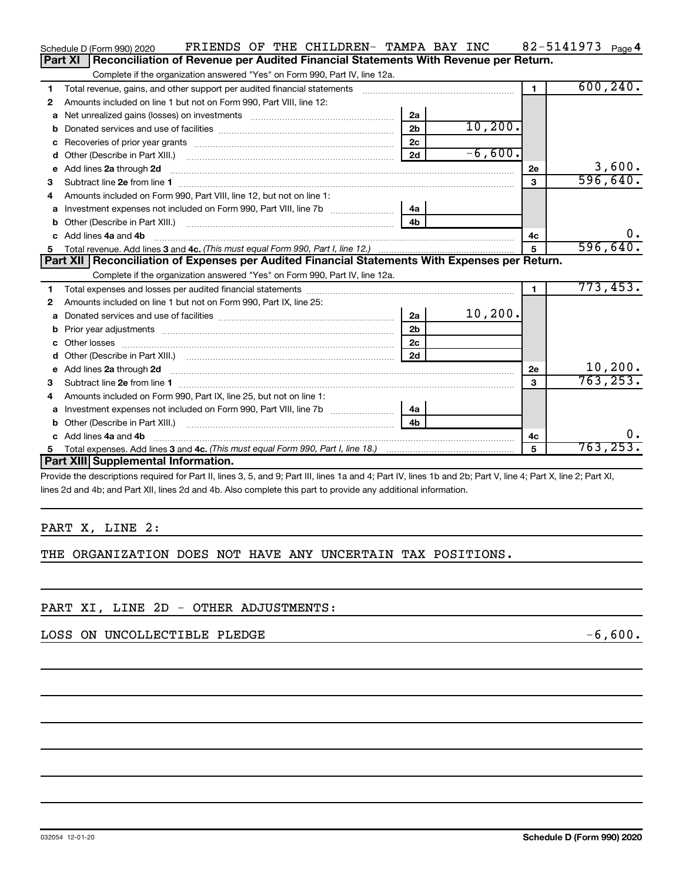Schedule D (Form 990) 2020 FRIENDS OF THE CHILDREN- TAMPA BAY INC 82-5141973 Page 4

## Part XI Reconciliation of Revenue per Audited Financial Statements With Revenue per Return.

Complete if the organization answered "Yes" on Form 990, Part IV, line 12a.

| | | | | | |
|---|---|---|---|---|---|
| 1 | Total revenue, gains, and other support per audited financial statements | | | 1 | 600,240. |
| 2 | Amounts included on line 1 but not on Form 990, Part VIII, line 12: | | | | |
| a | Net unrealized gains (losses) on investments | 2a | | | |
| b | Donated services and use of facilities | 2b | 10,200. | | |
| c | Recoveries of prior year grants | 2c | | | |
| d | Other (Describe in Part XIII.) | 2d | -6,600. | | |
| e | Add lines 2a through 2d | | | 2e | 3,600. |
| 3 | Subtract line 2e from line 1 | | | 3 | 596,640. |
| 4 | Amounts included on Form 990, Part VIII, line 12, but not on line 1: | | | | |
| a | Investment expenses not included on Form 990, Part VIII, line 7b | 4a | | | |
| b | Other (Describe in Part XIII.) | 4b | | | |
| c | Add lines 4a and 4b | | | 4c | 0. |
| 5 | Total revenue. Add lines 3 and 4c. *(This must equal Form 990, Part I, line 12.)* | | | 5 | 596,640. |

## Part XII Reconciliation of Expenses per Audited Financial Statements With Expenses per Return.

Complete if the organization answered "Yes" on Form 990, Part IV, line 12a.

| | | | | | |
|---|---|---|---|---|---|
| 1 | Total expenses and losses per audited financial statements | | | 1 | 773,453. |
| 2 | Amounts included on line 1 but not on Form 990, Part IX, line 25: | | | | |
| a | Donated services and use of facilities | 2a | 10,200. | | |
| b | Prior year adjustments | 2b | | | |
| c | Other losses | 2c | | | |
| d | Other (Describe in Part XIII.) | 2d | | | |
| e | Add lines 2a through 2d | | | 2e | 10,200. |
| 3 | Subtract line 2e from line 1 | | | 3 | 763,253. |
| 4 | Amounts included on Form 990, Part IX, line 25, but not on line 1: | | | | |
| a | Investment expenses not included on Form 990, Part VIII, line 7b | 4a | | | |
| b | Other (Describe in Part XIII.) | 4b | | | |
| c | Add lines 4a and 4b | | | 4c | 0. |
| 5 | Total expenses. Add lines 3 and 4c. *(This must equal Form 990, Part I, line 18.)* | | | 5 | 763,253. |

## Part XIII Supplemental Information.

Provide the descriptions required for Part II, lines 3, 5, and 9; Part III, lines 1a and 4; Part IV, lines 1b and 2b; Part V, line 4; Part X, line 2; Part XI, lines 2d and 4b; and Part XII, lines 2d and 4b. Also complete this part to provide any additional information.

PART X, LINE 2:

THE ORGANIZATION DOES NOT HAVE ANY UNCERTAIN TAX POSITIONS.

PART XI, LINE 2D - OTHER ADJUSTMENTS:

LOSS ON UNCOLLECTIBLE PLEDGE -6,600.

032054 12-01-20 Schedule D (Form 990) 2020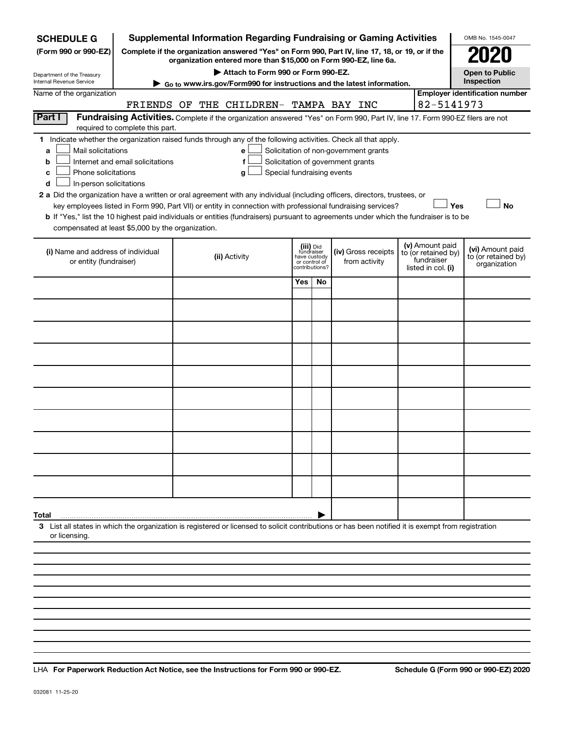# SCHEDULE G (Form 990 or 990-EZ)

Department of the Treasury
Internal Revenue Service

## Supplemental Information Regarding Fundraising or Gaming Activities

**Complete if the organization answered "Yes" on Form 990, Part IV, line 17, 18, or 19, or if the organization entered more than $15,000 on Form 990-EZ, line 6a.**

▶ Attach to Form 990 or Form 990-EZ.

▶ Go to www.irs.gov/Form990 for instructions and the latest information.

OMB No. 1545-0047

**2020**

**Open to Public Inspection**

Name of the organization: FRIENDS OF THE CHILDREN- TAMPA BAY INC

Employer identification number: 82-5141973

### Part I Fundraising Activities.

Complete if the organization answered "Yes" on Form 990, Part IV, line 17. Form 990-EZ filers are not required to complete this part.

**1** Indicate whether the organization raised funds through any of the following activities. Check all that apply.

- **a** ☐ Mail solicitations
- **b** ☐ Internet and email solicitations
- **c** ☐ Phone solicitations
- **d** ☐ In-person solicitations
- **e** ☐ Solicitation of non-government grants
- **f** ☐ Solicitation of government grants
- **g** ☐ Special fundraising events

**2 a** Did the organization have a written or oral agreement with any individual (including officers, directors, trustees, or key employees listed in Form 990, Part VII) or entity in connection with professional fundraising services? ☐ Yes ☐ No

**b** If "Yes," list the 10 highest paid individuals or entities (fundraisers) pursuant to agreements under which the fundraiser is to be compensated at least $5,000 by the organization.

| (i) Name and address of individual or entity (fundraiser) | (ii) Activity | (iii) Did fundraiser have custody or control of contributions? Yes | No | (iv) Gross receipts from activity | (v) Amount paid to (or retained by) fundraiser listed in col. (i) | (vi) Amount paid to (or retained by) organization |
|---|---|---|---|---|---|---|
| | | | | | | |
| | | | | | | |
| | | | | | | |
| | | | | | | |
| | | | | | | |
| | | | | | | |
| | | | | | | |
| | | | | | | |
| | | | | | | |
| | | | | | | |
| **Total** ▶ | | | | | | |

**3** List all states in which the organization is registered or licensed to solicit contributions or has been notified it is exempt from registration or licensing.

LHA **For Paperwork Reduction Act Notice, see the Instructions for Form 990 or 990-EZ.**

**Schedule G (Form 990 or 990-EZ) 2020**

032081 11-25-20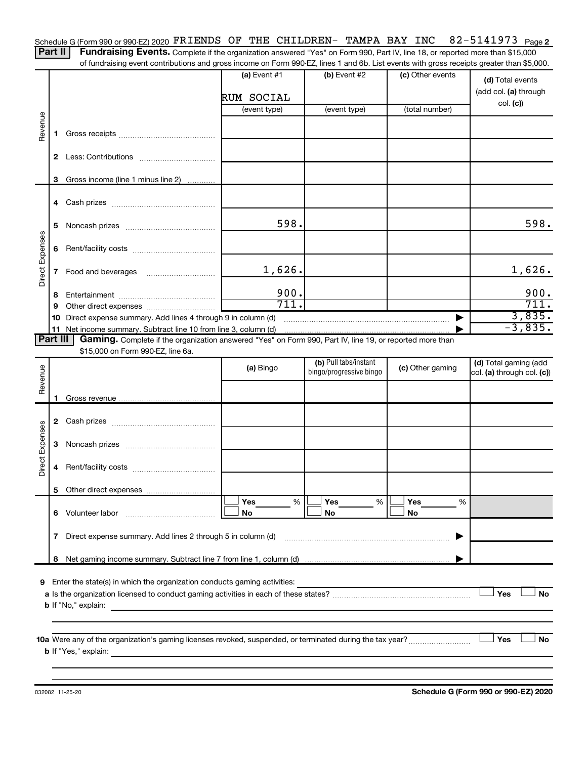Schedule G (Form 990 or 990-EZ) 2020 FRIENDS OF THE CHILDREN- TAMPA BAY INC 82-5141973 Page 2

**Part II** **Fundraising Events.** Complete if the organization answered "Yes" on Form 990, Part IV, line 18, or reported more than $15,000 of fundraising event contributions and gross income on Form 990-EZ, lines 1 and 6b. List events with gross receipts greater than $5,000.

| | | (a) Event #1 | (b) Event #2 | (c) Other events | (d) Total events (add col. (a) through col. (c)) |
|---|---|---|---|---|---|
| | | RUM SOCIAL | | | |
| | | (event type) | (event type) | (total number) | |
| Revenue | 1 Gross receipts | | | | |
| | 2 Less: Contributions | | | | |
| | 3 Gross income (line 1 minus line 2) | | | | |
| Direct Expenses | 4 Cash prizes | | | | |
| | 5 Noncash prizes | 598. | | | 598. |
| | 6 Rent/facility costs | | | | |
| | 7 Food and beverages | 1,626. | | | 1,626. |
| | 8 Entertainment | 900. | | | 900. |
| | 9 Other direct expenses | 711. | | | 711. |
| | 10 Direct expense summary. Add lines 4 through 9 in column (d) | | | ▶ | 3,835. |
| | 11 Net income summary. Subtract line 10 from line 3, column (d) | | | ▶ | -3,835. |

**Part III** **Gaming.** Complete if the organization answered "Yes" on Form 990, Part IV, line 19, or reported more than $15,000 on Form 990-EZ, line 6a.

| | | (a) Bingo | (b) Pull tabs/instant bingo/progressive bingo | (c) Other gaming | (d) Total gaming (add col. (a) through col. (c)) |
|---|---|---|---|---|---|
| Revenue | 1 Gross revenue | | | | |
| Direct Expenses | 2 Cash prizes | | | | |
| | 3 Noncash prizes | | | | |
| | 4 Rent/facility costs | | | | |
| | 5 Other direct expenses | | | | |
| | 6 Volunteer labor | ☐ Yes ___ % ☐ No | ☐ Yes ___ % ☐ No | ☐ Yes ___ % ☐ No | |
| | 7 Direct expense summary. Add lines 2 through 5 in column (d) | | | ▶ | |
| | 8 Net gaming income summary. Subtract line 7 from line 1, column (d) | | | ▶ | |

**9** Enter the state(s) in which the organization conducts gaming activities: ____________

**a** Is the organization licensed to conduct gaming activities in each of these states? ☐ Yes ☐ No

**b** If "No," explain: ____________

**10a** Were any of the organization's gaming licenses revoked, suspended, or terminated during the tax year? ☐ Yes ☐ No

**b** If "Yes," explain: ____________

032082 11-25-20 **Schedule G (Form 990 or 990-EZ) 2020**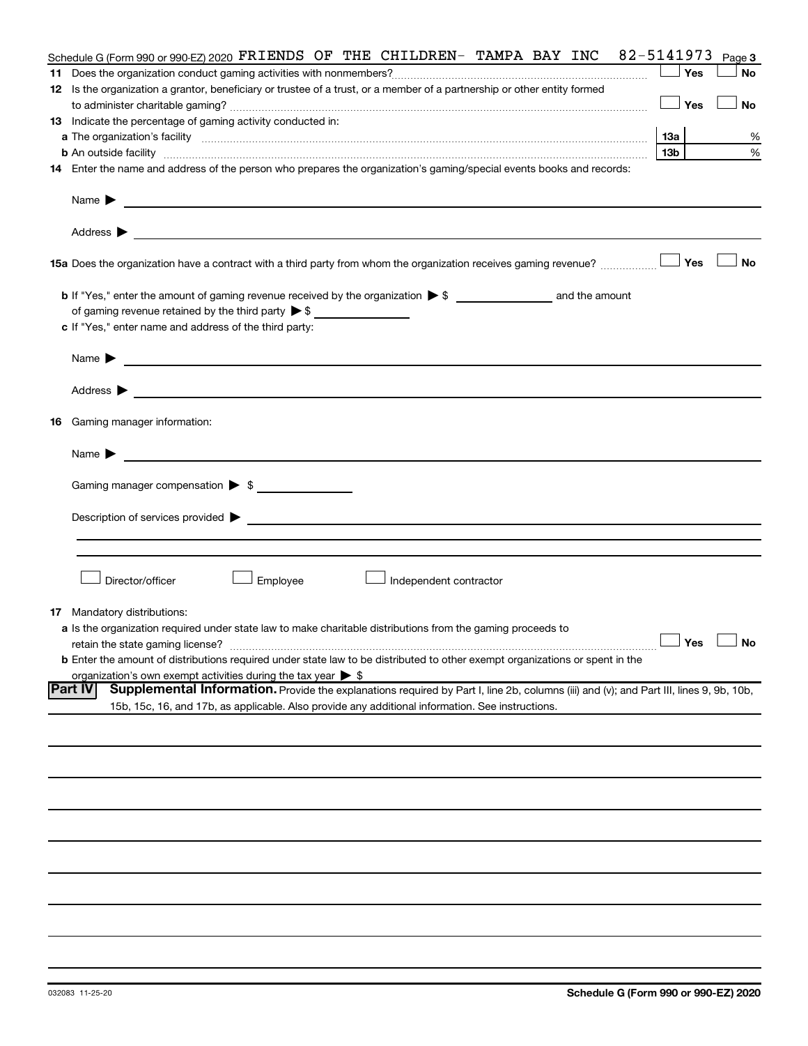Schedule G (Form 990 or 990-EZ) 2020 FRIENDS OF THE CHILDREN- TAMPA BAY INC 82-5141973 Page 3

**11** Does the organization conduct gaming activities with nonmembers? ☐ Yes ☐ No

**12** Is the organization a grantor, beneficiary or trustee of a trust, or a member of a partnership or other entity formed to administer charitable gaming? ☐ Yes ☐ No

**13** Indicate the percentage of gaming activity conducted in:

**a** The organization's facility **13a** %

**b** An outside facility **13b** %

**14** Enter the name and address of the person who prepares the organization's gaming/special events books and records:

Name ▶

Address ▶

**15a** Does the organization have a contract with a third party from whom the organization receives gaming revenue? ☐ Yes ☐ No

**b** If "Yes," enter the amount of gaming revenue received by the organization ▶ $ ______ and the amount of gaming revenue retained by the third party ▶ $ ______

**c** If "Yes," enter name and address of the third party:

Name ▶

Address ▶

**16** Gaming manager information:

Name ▶

Gaming manager compensation ▶ $

Description of services provided ▶

☐ Director/officer ☐ Employee ☐ Independent contractor

**17** Mandatory distributions:

**a** Is the organization required under state law to make charitable distributions from the gaming proceeds to retain the state gaming license? ☐ Yes ☐ No

**b** Enter the amount of distributions required under state law to be distributed to other exempt organizations or spent in the organization's own exempt activities during the tax year ▶ $

**Part IV** **Supplemental Information.** Provide the explanations required by Part I, line 2b, columns (iii) and (v); and Part III, lines 9, 9b, 10b, 15b, 15c, 16, and 17b, as applicable. Also provide any additional information. See instructions.

032083 11-25-20 **Schedule G (Form 990 or 990-EZ) 2020**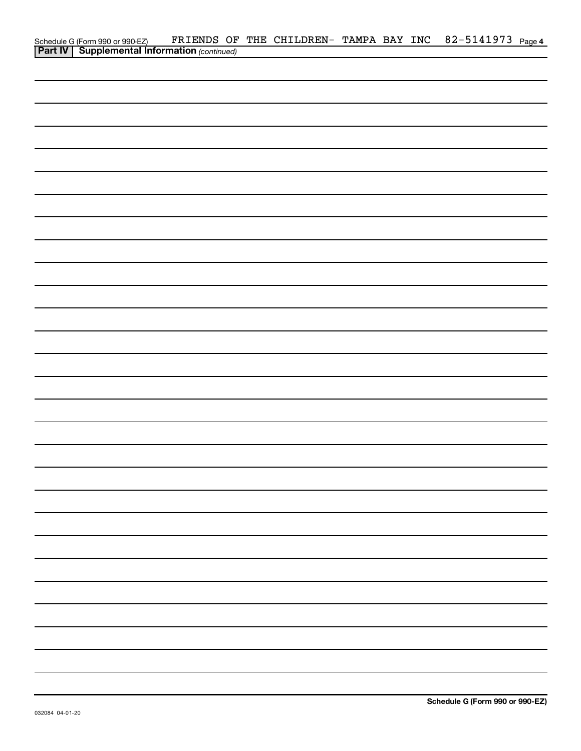Schedule G (Form 990 or 990-EZ) FRIENDS OF THE CHILDREN- TAMPA BAY INC 82-5141973 Page **4**

**Part IV | Supplemental Information** *(continued)*

**Schedule G (Form 990 or 990-EZ)**

032084 04-01-20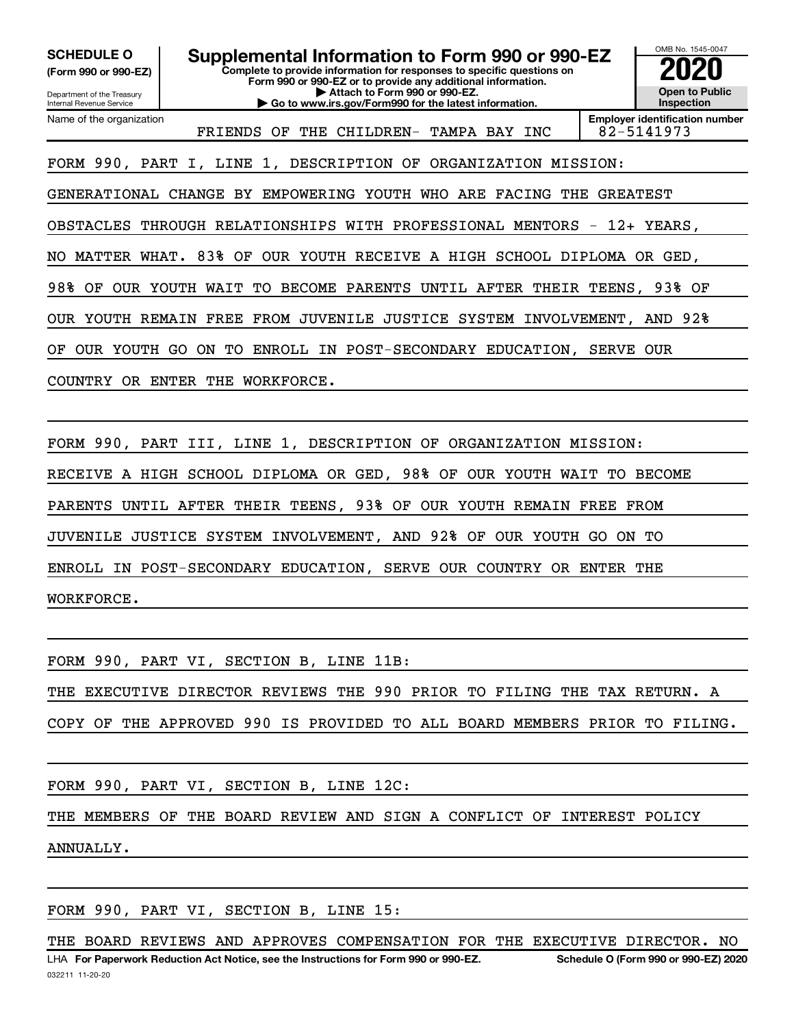**SCHEDULE O**
**(Form 990 or 990-EZ)**

Department of the Treasury
Internal Revenue Service

# Supplemental Information to Form 990 or 990-EZ

**Complete to provide information for responses to specific questions on Form 990 or 990-EZ or to provide any additional information.**
**▶ Attach to Form 990 or 990-EZ.**
**▶ Go to www.irs.gov/Form990 for the latest information.**

OMB No. 1545-0047
**2020**
**Open to Public Inspection**

| Name of the organization | Employer identification number |
|---|---|
| FRIENDS OF THE CHILDREN- TAMPA BAY INC | 82-5141973 |

FORM 990, PART I, LINE 1, DESCRIPTION OF ORGANIZATION MISSION:

GENERATIONAL CHANGE BY EMPOWERING YOUTH WHO ARE FACING THE GREATEST OBSTACLES THROUGH RELATIONSHIPS WITH PROFESSIONAL MENTORS - 12+ YEARS, NO MATTER WHAT. 83% OF OUR YOUTH RECEIVE A HIGH SCHOOL DIPLOMA OR GED, 98% OF OUR YOUTH WAIT TO BECOME PARENTS UNTIL AFTER THEIR TEENS, 93% OF OUR YOUTH REMAIN FREE FROM JUVENILE JUSTICE SYSTEM INVOLVEMENT, AND 92% OF OUR YOUTH GO ON TO ENROLL IN POST-SECONDARY EDUCATION, SERVE OUR COUNTRY OR ENTER THE WORKFORCE.

FORM 990, PART III, LINE 1, DESCRIPTION OF ORGANIZATION MISSION:

RECEIVE A HIGH SCHOOL DIPLOMA OR GED, 98% OF OUR YOUTH WAIT TO BECOME PARENTS UNTIL AFTER THEIR TEENS, 93% OF OUR YOUTH REMAIN FREE FROM JUVENILE JUSTICE SYSTEM INVOLVEMENT, AND 92% OF OUR YOUTH GO ON TO ENROLL IN POST-SECONDARY EDUCATION, SERVE OUR COUNTRY OR ENTER THE WORKFORCE.

FORM 990, PART VI, SECTION B, LINE 11B:

THE EXECUTIVE DIRECTOR REVIEWS THE 990 PRIOR TO FILING THE TAX RETURN. A COPY OF THE APPROVED 990 IS PROVIDED TO ALL BOARD MEMBERS PRIOR TO FILING.

FORM 990, PART VI, SECTION B, LINE 12C:

THE MEMBERS OF THE BOARD REVIEW AND SIGN A CONFLICT OF INTEREST POLICY ANNUALLY.

FORM 990, PART VI, SECTION B, LINE 15:

THE BOARD REVIEWS AND APPROVES COMPENSATION FOR THE EXECUTIVE DIRECTOR. NO

LHA **For Paperwork Reduction Act Notice, see the Instructions for Form 990 or 990-EZ.** **Schedule O (Form 990 or 990-EZ) 2020**

032211 11-20-20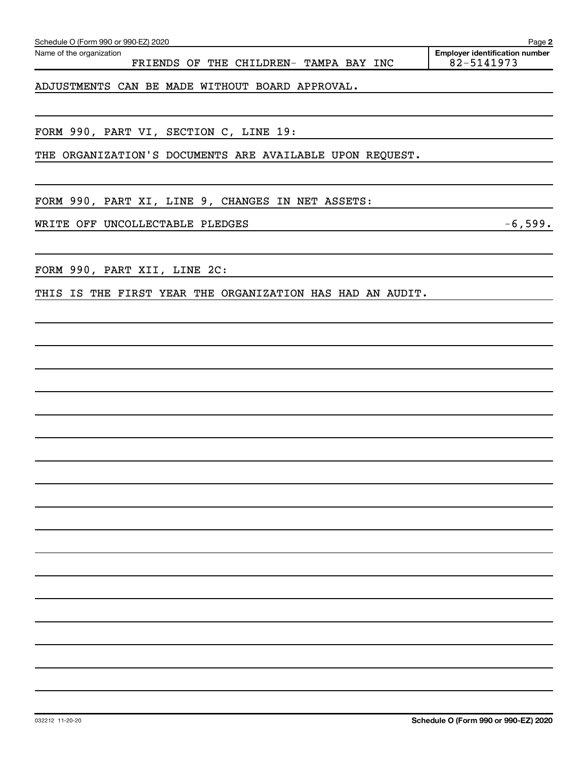Schedule O (Form 990 or 990-EZ) 2020

Name of the organization: FRIENDS OF THE CHILDREN- TAMPA BAY INC

Employer identification number: 82-5141973

ADJUSTMENTS CAN BE MADE WITHOUT BOARD APPROVAL.

FORM 990, PART VI, SECTION C, LINE 19:

THE ORGANIZATION'S DOCUMENTS ARE AVAILABLE UPON REQUEST.

FORM 990, PART XI, LINE 9, CHANGES IN NET ASSETS:

| | |
|---|---|
| WRITE OFF UNCOLLECTABLE PLEDGES | -6,599. |

FORM 990, PART XII, LINE 2C:

THIS IS THE FIRST YEAR THE ORGANIZATION HAS HAD AN AUDIT.

032212 11-20-20

Schedule O (Form 990 or 990-EZ) 2020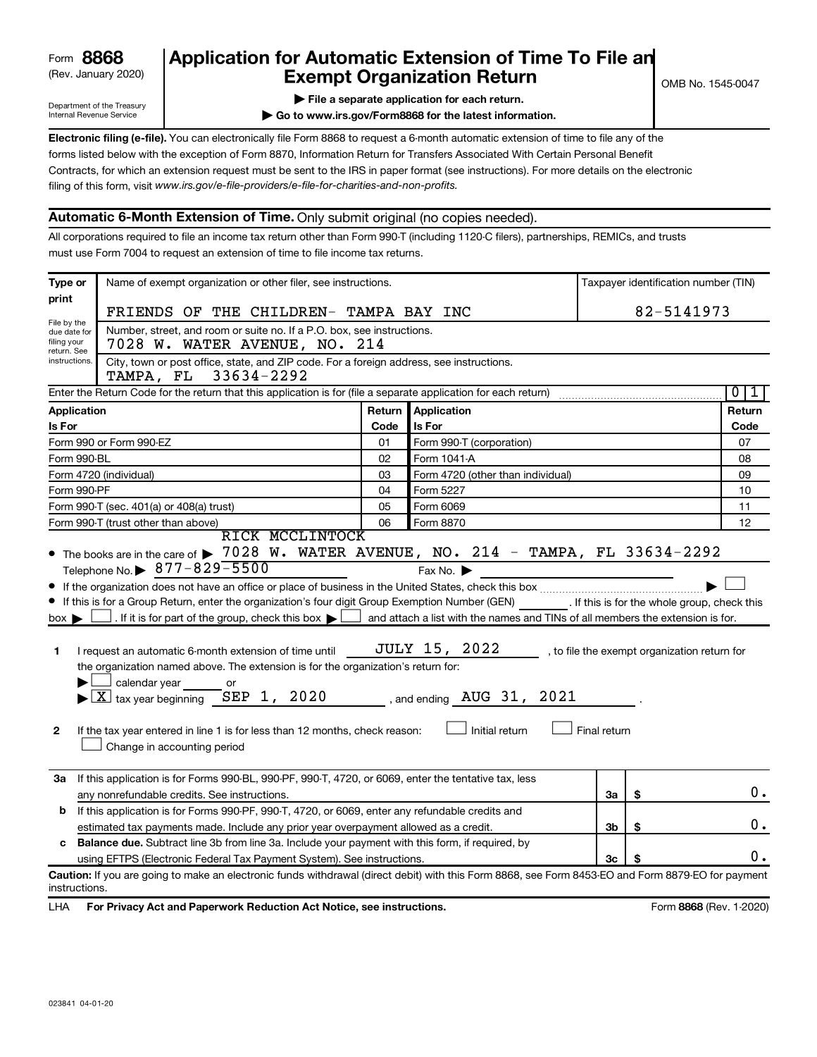Form **8868**
(Rev. January 2020)

Department of the Treasury
Internal Revenue Service

# Application for Automatic Extension of Time To File an Exempt Organization Return

OMB No. 1545-0047

▶ **File a separate application for each return.**

▶ **Go to www.irs.gov/Form8868 for the latest information.**

**Electronic filing (e-file).** You can electronically file Form 8868 to request a 6-month automatic extension of time to file any of the forms listed below with the exception of Form 8870, Information Return for Transfers Associated With Certain Personal Benefit Contracts, for which an extension request must be sent to the IRS in paper format (see instructions). For more details on the electronic filing of this form, visit *www.irs.gov/e-file-providers/e-file-for-charities-and-non-profits.*

## Automatic 6-Month Extension of Time. Only submit original (no copies needed).

All corporations required to file an income tax return other than Form 990-T (including 1120-C filers), partnerships, REMICs, and trusts must use Form 7004 to request an extension of time to file income tax returns.

| | | |
|---|---|---|
| **Type or print**<br><br>File by the due date for filing your return. See instructions. | Name of exempt organization or other filer, see instructions.<br>FRIENDS OF THE CHILDREN- TAMPA BAY INC | Taxpayer identification number (TIN)<br>82-5141973 |
| | Number, street, and room or suite no. If a P.O. box, see instructions.<br>7028 W. WATER AVENUE, NO. 214 | |
| | City, town or post office, state, and ZIP code. For a foreign address, see instructions.<br>TAMPA, FL 33634-2292 | |

Enter the Return Code for the return that this application is for (file a separate application for each return) 0 1

| Application Is For | Return Code | Application Is For | Return Code |
|---|---|---|---|
| Form 990 or Form 990-EZ | 01 | Form 990-T (corporation) | 07 |
| Form 990-BL | 02 | Form 1041-A | 08 |
| Form 4720 (individual) | 03 | Form 4720 (other than individual) | 09 |
| Form 990-PF | 04 | Form 5227 | 10 |
| Form 990-T (sec. 401(a) or 408(a) trust) | 05 | Form 6069 | 11 |
| Form 990-T (trust other than above) | 06 | Form 8870 | 12 |

- The books are in the care of ▶ RICK MCCLINTOCK 7028 W. WATER AVENUE, NO. 214 - TAMPA, FL 33634-2292
  Telephone No. ▶ 877-829-5500 Fax No. ▶
- If the organization does not have an office or place of business in the United States, check this box ▶ ☐
- If this is for a Group Return, enter the organization's four digit Group Exemption Number (GEN) ______ . If this is for the whole group, check this box ▶ ☐ . If it is for part of the group, check this box ▶ ☐ and attach a list with the names and TINs of all members the extension is for.

**1** I request an automatic 6-month extension of time until JULY 15, 2022 , to file the exempt organization return for the organization named above. The extension is for the organization's return for:
▶ ☐ calendar year ______ or
▶ ☒ tax year beginning SEP 1, 2020 , and ending AUG 31, 2021 .

**2** If the tax year entered in line 1 is for less than 12 months, check reason: ☐ Initial return ☐ Final return
☐ Change in accounting period

| | | | | |
|---|---|---|---|---|
| **3a** | If this application is for Forms 990-BL, 990-PF, 990-T, 4720, or 6069, enter the tentative tax, less any nonrefundable credits. See instructions. | **3a** | $ | 0. |
| **b** | If this application is for Forms 990-PF, 990-T, 4720, or 6069, enter any refundable credits and estimated tax payments made. Include any prior year overpayment allowed as a credit. | **3b** | $ | 0. |
| **c** | **Balance due.** Subtract line 3b from line 3a. Include your payment with this form, if required, by using EFTPS (Electronic Federal Tax Payment System). See instructions. | **3c** | $ | 0. |

**Caution:** If you are going to make an electronic funds withdrawal (direct debit) with this Form 8868, see Form 8453-EO and Form 8879-EO for payment instructions.

LHA **For Privacy Act and Paperwork Reduction Act Notice, see instructions.** Form **8868** (Rev. 1-2020)

023841 04-01-20